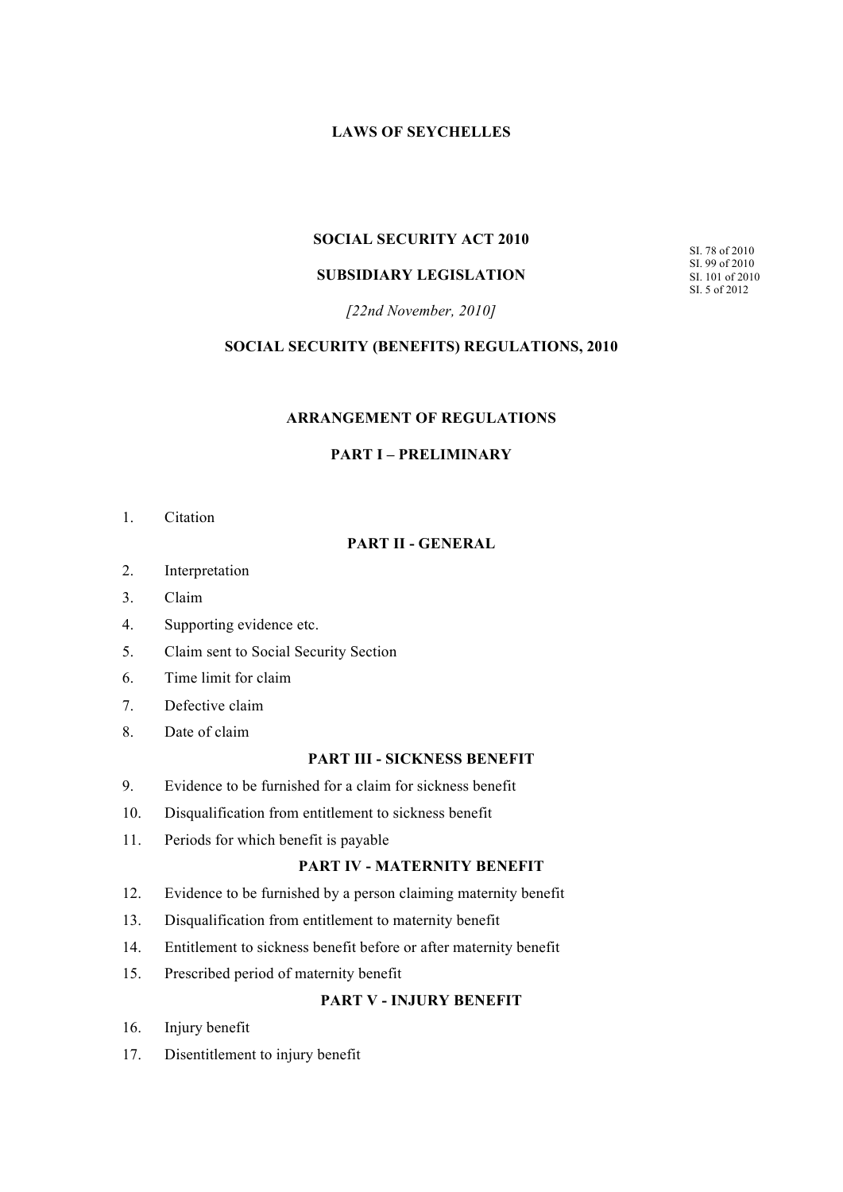# LAWS OF SEYCHELLES

## SOCIAL SECURITY ACT 2010

## SUBSIDIARY LEGISLATION

SI. 78 of 2010
SI. 99 of 2010
SI. 101 of 2010
SI. 5 of 2012

*[22nd November, 2010]*

## SOCIAL SECURITY (BENEFITS) REGULATIONS, 2010

### ARRANGEMENT OF REGULATIONS

### PART I – PRELIMINARY

1. Citation

### PART II - GENERAL

2. Interpretation
3. Claim
4. Supporting evidence etc.
5. Claim sent to Social Security Section
6. Time limit for claim
7. Defective claim
8. Date of claim

### PART III - SICKNESS BENEFIT

9. Evidence to be furnished for a claim for sickness benefit
10. Disqualification from entitlement to sickness benefit
11. Periods for which benefit is payable

### PART IV - MATERNITY BENEFIT

12. Evidence to be furnished by a person claiming maternity benefit
13. Disqualification from entitlement to maternity benefit
14. Entitlement to sickness benefit before or after maternity benefit
15. Prescribed period of maternity benefit

### PART V - INJURY BENEFIT

16. Injury benefit
17. Disentitlement to injury benefit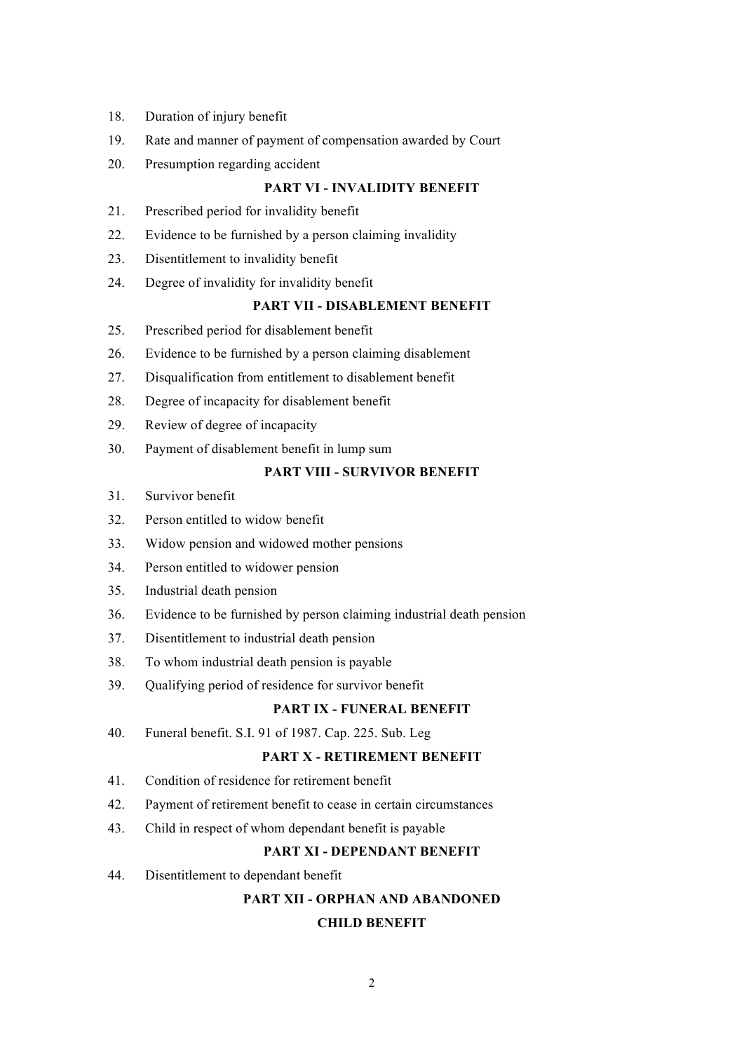18. Duration of injury benefit
19. Rate and manner of payment of compensation awarded by Court
20. Presumption regarding accident

**PART VI - INVALIDITY BENEFIT**

21. Prescribed period for invalidity benefit
22. Evidence to be furnished by a person claiming invalidity
23. Disentitlement to invalidity benefit
24. Degree of invalidity for invalidity benefit

**PART VII - DISABLEMENT BENEFIT**

25. Prescribed period for disablement benefit
26. Evidence to be furnished by a person claiming disablement
27. Disqualification from entitlement to disablement benefit
28. Degree of incapacity for disablement benefit
29. Review of degree of incapacity
30. Payment of disablement benefit in lump sum

**PART VIII - SURVIVOR BENEFIT**

31. Survivor benefit
32. Person entitled to widow benefit
33. Widow pension and widowed mother pensions
34. Person entitled to widower pension
35. Industrial death pension
36. Evidence to be furnished by person claiming industrial death pension
37. Disentitlement to industrial death pension
38. To whom industrial death pension is payable
39. Qualifying period of residence for survivor benefit

**PART IX - FUNERAL BENEFIT**

40. Funeral benefit. S.I. 91 of 1987. Cap. 225. Sub. Leg

**PART X - RETIREMENT BENEFIT**

41. Condition of residence for retirement benefit
42. Payment of retirement benefit to cease in certain circumstances
43. Child in respect of whom dependant benefit is payable

**PART XI - DEPENDANT BENEFIT**

44. Disentitlement to dependant benefit

**PART XII - ORPHAN AND ABANDONED CHILD BENEFIT**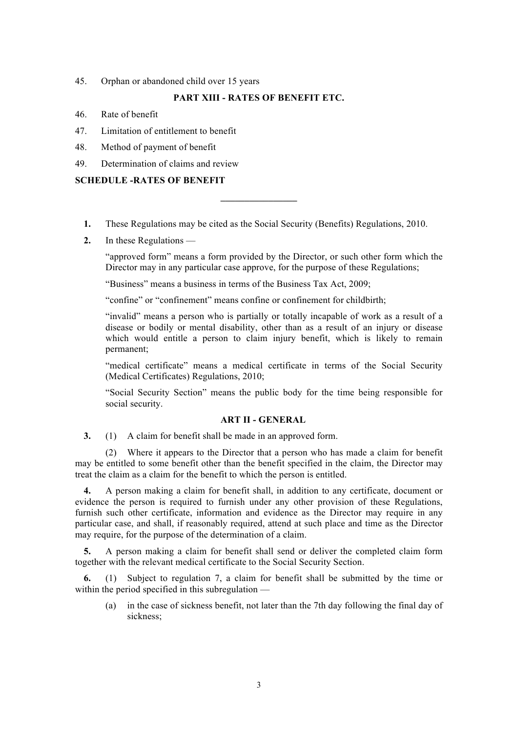45. Orphan or abandoned child over 15 years

**PART XIII - RATES OF BENEFIT ETC.**

46. Rate of benefit

47. Limitation of entitlement to benefit

48. Method of payment of benefit

49. Determination of claims and review

**SCHEDULE -RATES OF BENEFIT**

---

**1.** These Regulations may be cited as the Social Security (Benefits) Regulations, 2010.

**2.** In these Regulations —

"approved form" means a form provided by the Director, or such other form which the Director may in any particular case approve, for the purpose of these Regulations;

"Business" means a business in terms of the Business Tax Act, 2009;

"confine" or "confinement" means confine or confinement for childbirth;

"invalid" means a person who is partially or totally incapable of work as a result of a disease or bodily or mental disability, other than as a result of an injury or disease which would entitle a person to claim injury benefit, which is likely to remain permanent;

"medical certificate" means a medical certificate in terms of the Social Security (Medical Certificates) Regulations, 2010;

"Social Security Section" means the public body for the time being responsible for social security.

**ART II - GENERAL**

**3.** (1) A claim for benefit shall be made in an approved form.

(2) Where it appears to the Director that a person who has made a claim for benefit may be entitled to some benefit other than the benefit specified in the claim, the Director may treat the claim as a claim for the benefit to which the person is entitled.

**4.** A person making a claim for benefit shall, in addition to any certificate, document or evidence the person is required to furnish under any other provision of these Regulations, furnish such other certificate, information and evidence as the Director may require in any particular case, and shall, if reasonably required, attend at such place and time as the Director may require, for the purpose of the determination of a claim.

**5.** A person making a claim for benefit shall send or deliver the completed claim form together with the relevant medical certificate to the Social Security Section.

**6.** (1) Subject to regulation 7, a claim for benefit shall be submitted by the time or within the period specified in this subregulation —

(a) in the case of sickness benefit, not later than the 7th day following the final day of sickness;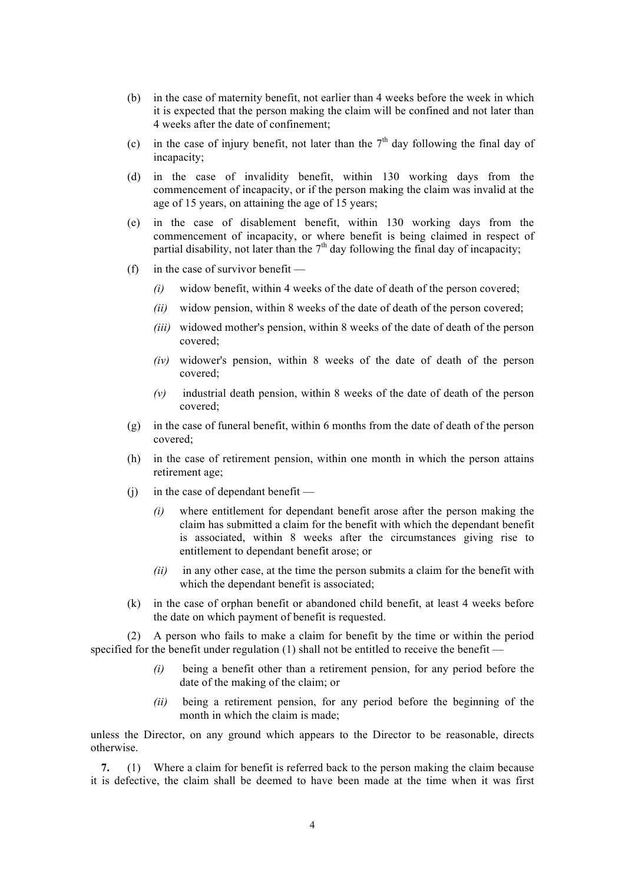(b) in the case of maternity benefit, not earlier than 4 weeks before the week in which it is expected that the person making the claim will be confined and not later than 4 weeks after the date of confinement;

(c) in the case of injury benefit, not later than the 7th day following the final day of incapacity;

(d) in the case of invalidity benefit, within 130 working days from the commencement of incapacity, or if the person making the claim was invalid at the age of 15 years, on attaining the age of 15 years;

(e) in the case of disablement benefit, within 130 working days from the commencement of incapacity, or where benefit is being claimed in respect of partial disability, not later than the 7th day following the final day of incapacity;

(f) in the case of survivor benefit —

*(i)* widow benefit, within 4 weeks of the date of death of the person covered;

*(ii)* widow pension, within 8 weeks of the date of death of the person covered;

*(iii)* widowed mother's pension, within 8 weeks of the date of death of the person covered;

*(iv)* widower's pension, within 8 weeks of the date of death of the person covered;

*(v)* industrial death pension, within 8 weeks of the date of death of the person covered;

(g) in the case of funeral benefit, within 6 months from the date of death of the person covered;

(h) in the case of retirement pension, within one month in which the person attains retirement age;

(j) in the case of dependant benefit —

*(i)* where entitlement for dependant benefit arose after the person making the claim has submitted a claim for the benefit with which the dependant benefit is associated, within 8 weeks after the circumstances giving rise to entitlement to dependant benefit arose; or

*(ii)* in any other case, at the time the person submits a claim for the benefit with which the dependant benefit is associated;

(k) in the case of orphan benefit or abandoned child benefit, at least 4 weeks before the date on which payment of benefit is requested.

(2) A person who fails to make a claim for benefit by the time or within the period specified for the benefit under regulation (1) shall not be entitled to receive the benefit —

*(i)* being a benefit other than a retirement pension, for any period before the date of the making of the claim; or

*(ii)* being a retirement pension, for any period before the beginning of the month in which the claim is made;

unless the Director, on any ground which appears to the Director to be reasonable, directs otherwise.

**7.** (1) Where a claim for benefit is referred back to the person making the claim because it is defective, the claim shall be deemed to have been made at the time when it was first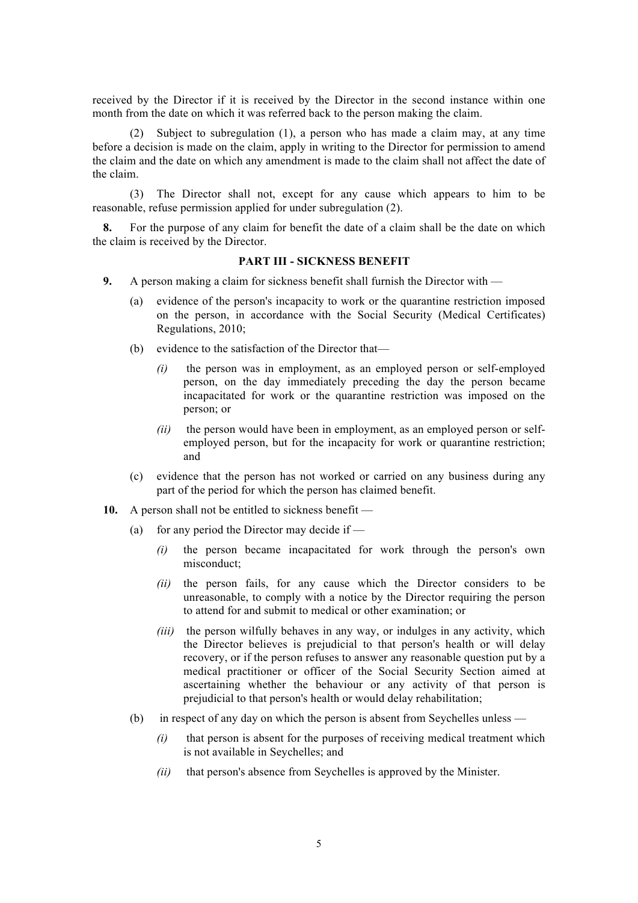received by the Director if it is received by the Director in the second instance within one month from the date on which it was referred back to the person making the claim.

(2) Subject to subregulation (1), a person who has made a claim may, at any time before a decision is made on the claim, apply in writing to the Director for permission to amend the claim and the date on which any amendment is made to the claim shall not affect the date of the claim.

(3) The Director shall not, except for any cause which appears to him to be reasonable, refuse permission applied for under subregulation (2).

**8.** For the purpose of any claim for benefit the date of a claim shall be the date on which the claim is received by the Director.

## PART III - SICKNESS BENEFIT

**9.** A person making a claim for sickness benefit shall furnish the Director with —

(a) evidence of the person's incapacity to work or the quarantine restriction imposed on the person, in accordance with the Social Security (Medical Certificates) Regulations, 2010;

(b) evidence to the satisfaction of the Director that—

*(i)* the person was in employment, as an employed person or self-employed person, on the day immediately preceding the day the person became incapacitated for work or the quarantine restriction was imposed on the person; or

*(ii)* the person would have been in employment, as an employed person or self-employed person, but for the incapacity for work or quarantine restriction; and

(c) evidence that the person has not worked or carried on any business during any part of the period for which the person has claimed benefit.

**10.** A person shall not be entitled to sickness benefit —

(a) for any period the Director may decide if —

*(i)* the person became incapacitated for work through the person's own misconduct;

*(ii)* the person fails, for any cause which the Director considers to be unreasonable, to comply with a notice by the Director requiring the person to attend for and submit to medical or other examination; or

*(iii)* the person wilfully behaves in any way, or indulges in any activity, which the Director believes is prejudicial to that person's health or will delay recovery, or if the person refuses to answer any reasonable question put by a medical practitioner or officer of the Social Security Section aimed at ascertaining whether the behaviour or any activity of that person is prejudicial to that person's health or would delay rehabilitation;

(b) in respect of any day on which the person is absent from Seychelles unless —

*(i)* that person is absent for the purposes of receiving medical treatment which is not available in Seychelles; and

*(ii)* that person's absence from Seychelles is approved by the Minister.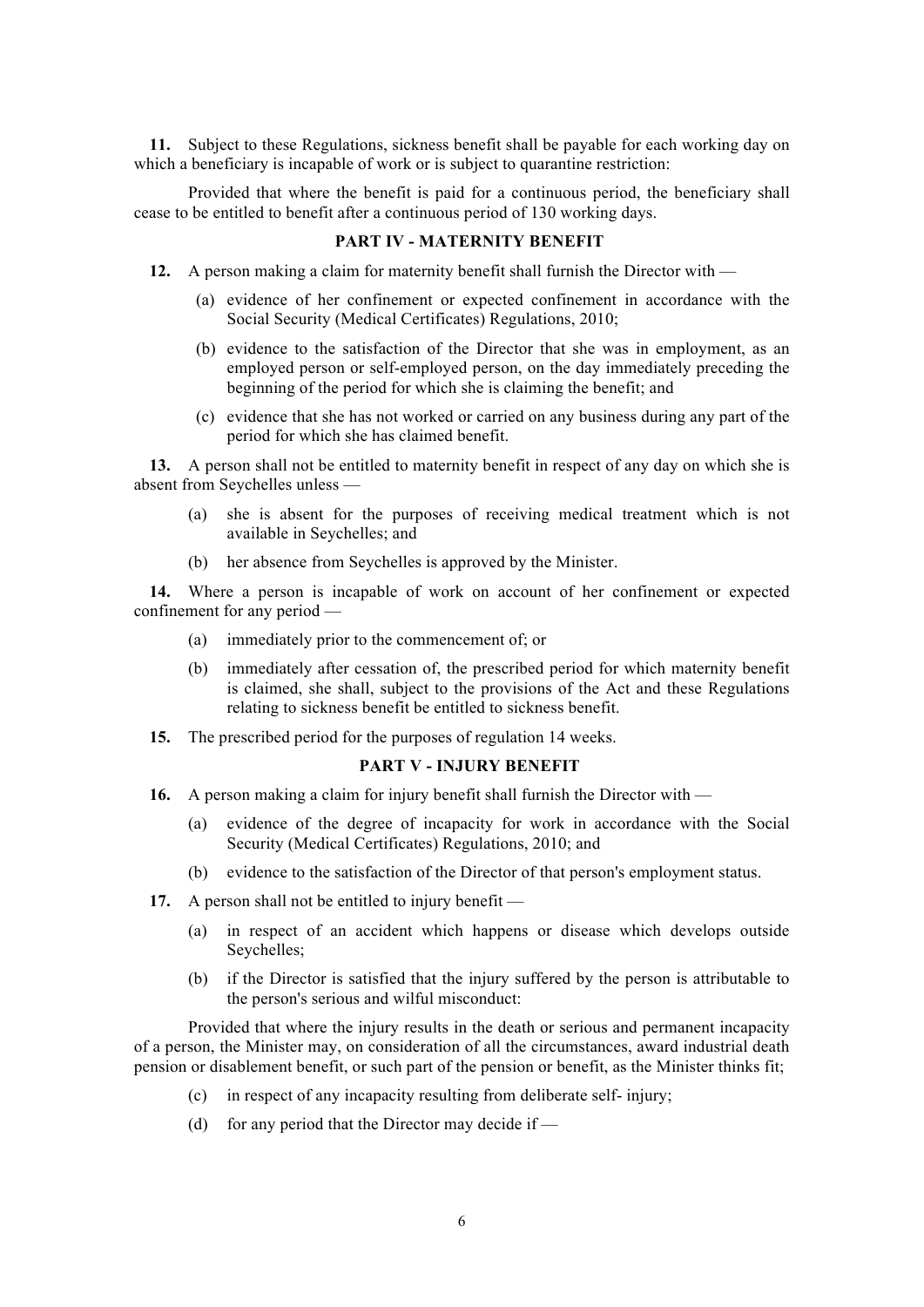**11.** Subject to these Regulations, sickness benefit shall be payable for each working day on which a beneficiary is incapable of work or is subject to quarantine restriction:

Provided that where the benefit is paid for a continuous period, the beneficiary shall cease to be entitled to benefit after a continuous period of 130 working days.

## PART IV - MATERNITY BENEFIT

**12.** A person making a claim for maternity benefit shall furnish the Director with —

(a) evidence of her confinement or expected confinement in accordance with the Social Security (Medical Certificates) Regulations, 2010;

(b) evidence to the satisfaction of the Director that she was in employment, as an employed person or self-employed person, on the day immediately preceding the beginning of the period for which she is claiming the benefit; and

(c) evidence that she has not worked or carried on any business during any part of the period for which she has claimed benefit.

**13.** A person shall not be entitled to maternity benefit in respect of any day on which she is absent from Seychelles unless —

(a) she is absent for the purposes of receiving medical treatment which is not available in Seychelles; and

(b) her absence from Seychelles is approved by the Minister.

**14.** Where a person is incapable of work on account of her confinement or expected confinement for any period —

(a) immediately prior to the commencement of; or

(b) immediately after cessation of, the prescribed period for which maternity benefit is claimed, she shall, subject to the provisions of the Act and these Regulations relating to sickness benefit be entitled to sickness benefit.

**15.** The prescribed period for the purposes of regulation 14 weeks.

## PART V - INJURY BENEFIT

**16.** A person making a claim for injury benefit shall furnish the Director with —

(a) evidence of the degree of incapacity for work in accordance with the Social Security (Medical Certificates) Regulations, 2010; and

(b) evidence to the satisfaction of the Director of that person's employment status.

**17.** A person shall not be entitled to injury benefit —

(a) in respect of an accident which happens or disease which develops outside Seychelles;

(b) if the Director is satisfied that the injury suffered by the person is attributable to the person's serious and wilful misconduct:

Provided that where the injury results in the death or serious and permanent incapacity of a person, the Minister may, on consideration of all the circumstances, award industrial death pension or disablement benefit, or such part of the pension or benefit, as the Minister thinks fit;

(c) in respect of any incapacity resulting from deliberate self- injury;

(d) for any period that the Director may decide if —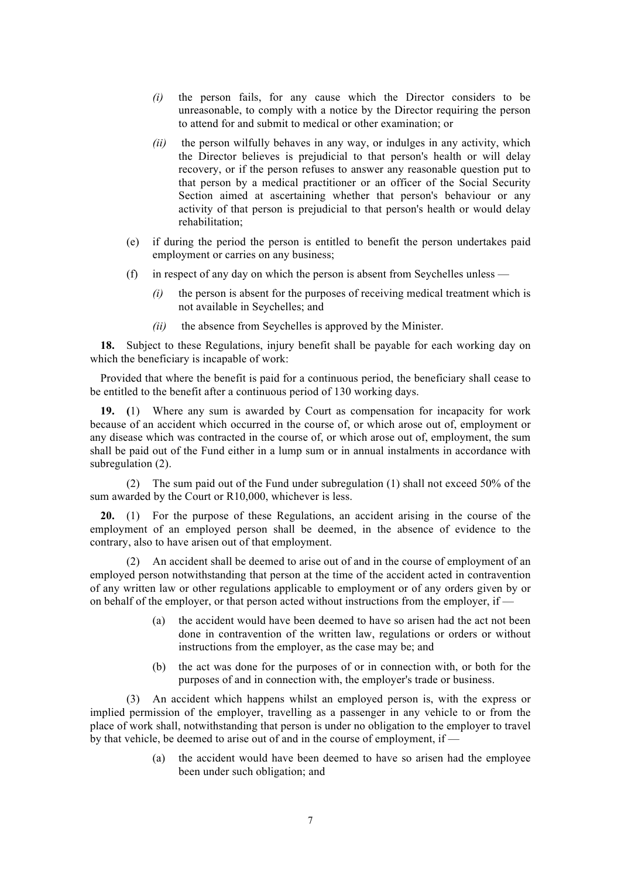*(i)* the person fails, for any cause which the Director considers to be unreasonable, to comply with a notice by the Director requiring the person to attend for and submit to medical or other examination; or

*(ii)* the person wilfully behaves in any way, or indulges in any activity, which the Director believes is prejudicial to that person's health or will delay recovery, or if the person refuses to answer any reasonable question put to that person by a medical practitioner or an officer of the Social Security Section aimed at ascertaining whether that person's behaviour or any activity of that person is prejudicial to that person's health or would delay rehabilitation;

(e) if during the period the person is entitled to benefit the person undertakes paid employment or carries on any business;

(f) in respect of any day on which the person is absent from Seychelles unless —

*(i)* the person is absent for the purposes of receiving medical treatment which is not available in Seychelles; and

*(ii)* the absence from Seychelles is approved by the Minister.

**18.** Subject to these Regulations, injury benefit shall be payable for each working day on which the beneficiary is incapable of work:

Provided that where the benefit is paid for a continuous period, the beneficiary shall cease to be entitled to the benefit after a continuous period of 130 working days.

**19. (**1) Where any sum is awarded by Court as compensation for incapacity for work because of an accident which occurred in the course of, or which arose out of, employment or any disease which was contracted in the course of, or which arose out of, employment, the sum shall be paid out of the Fund either in a lump sum or in annual instalments in accordance with subregulation (2).

(2) The sum paid out of the Fund under subregulation (1) shall not exceed 50% of the sum awarded by the Court or R10,000, whichever is less.

**20.** (1) For the purpose of these Regulations, an accident arising in the course of the employment of an employed person shall be deemed, in the absence of evidence to the contrary, also to have arisen out of that employment.

(2) An accident shall be deemed to arise out of and in the course of employment of an employed person notwithstanding that person at the time of the accident acted in contravention of any written law or other regulations applicable to employment or of any orders given by or on behalf of the employer, or that person acted without instructions from the employer, if —

(a) the accident would have been deemed to have so arisen had the act not been done in contravention of the written law, regulations or orders or without instructions from the employer, as the case may be; and

(b) the act was done for the purposes of or in connection with, or both for the purposes of and in connection with, the employer's trade or business.

(3) An accident which happens whilst an employed person is, with the express or implied permission of the employer, travelling as a passenger in any vehicle to or from the place of work shall, notwithstanding that person is under no obligation to the employer to travel by that vehicle, be deemed to arise out of and in the course of employment, if —

(a) the accident would have been deemed to have so arisen had the employee been under such obligation; and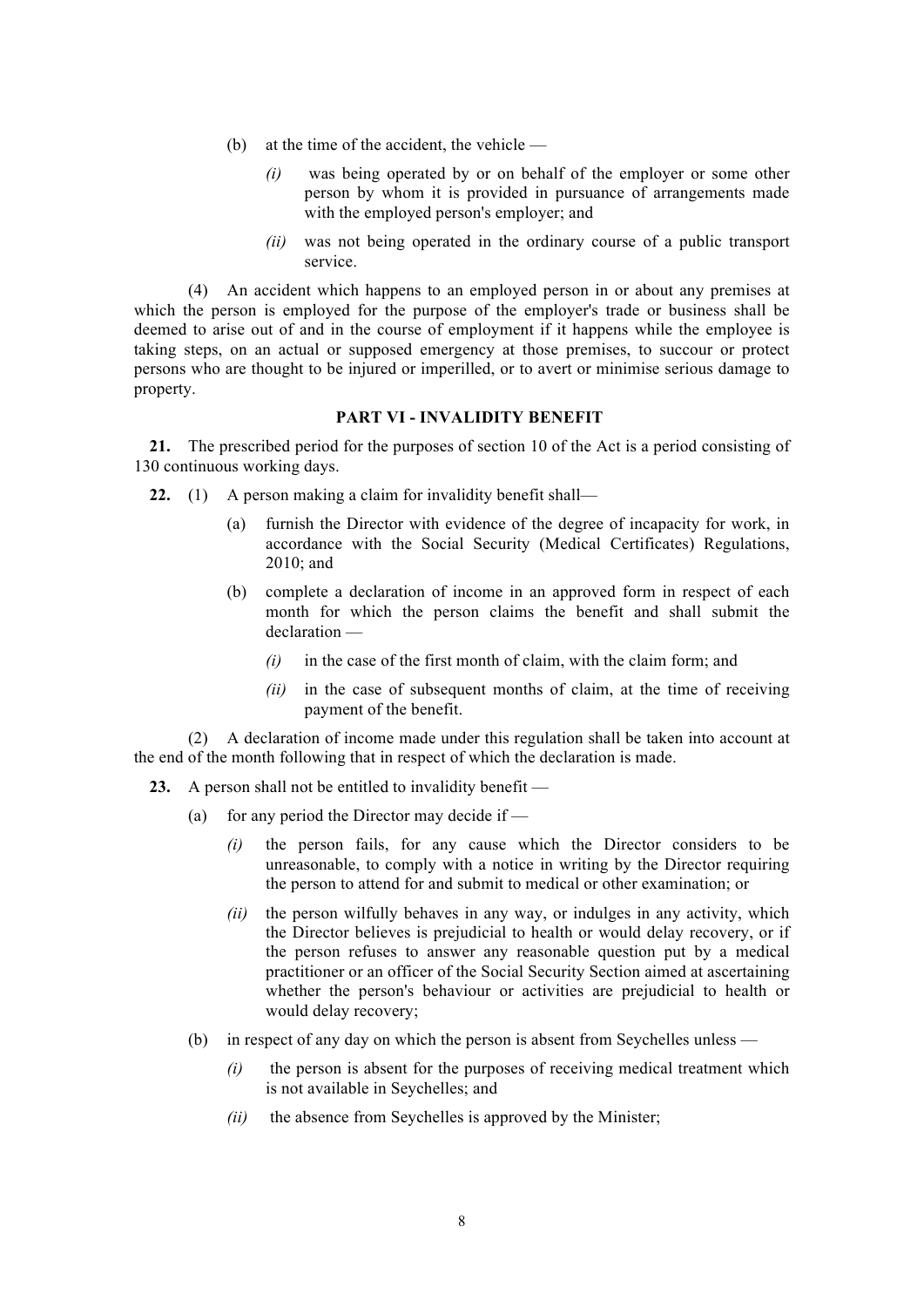(b) at the time of the accident, the vehicle —

*(i)* was being operated by or on behalf of the employer or some other person by whom it is provided in pursuance of arrangements made with the employed person's employer; and

*(ii)* was not being operated in the ordinary course of a public transport service.

(4) An accident which happens to an employed person in or about any premises at which the person is employed for the purpose of the employer's trade or business shall be deemed to arise out of and in the course of employment if it happens while the employee is taking steps, on an actual or supposed emergency at those premises, to succour or protect persons who are thought to be injured or imperilled, or to avert or minimise serious damage to property.

## PART VI - INVALIDITY BENEFIT

**21.** The prescribed period for the purposes of section 10 of the Act is a period consisting of 130 continuous working days.

**22.** (1) A person making a claim for invalidity benefit shall—

(a) furnish the Director with evidence of the degree of incapacity for work, in accordance with the Social Security (Medical Certificates) Regulations, 2010; and

(b) complete a declaration of income in an approved form in respect of each month for which the person claims the benefit and shall submit the declaration —

*(i)* in the case of the first month of claim, with the claim form; and

*(ii)* in the case of subsequent months of claim, at the time of receiving payment of the benefit.

(2) A declaration of income made under this regulation shall be taken into account at the end of the month following that in respect of which the declaration is made.

**23.** A person shall not be entitled to invalidity benefit —

(a) for any period the Director may decide if —

*(i)* the person fails, for any cause which the Director considers to be unreasonable, to comply with a notice in writing by the Director requiring the person to attend for and submit to medical or other examination; or

*(ii)* the person wilfully behaves in any way, or indulges in any activity, which the Director believes is prejudicial to health or would delay recovery, or if the person refuses to answer any reasonable question put by a medical practitioner or an officer of the Social Security Section aimed at ascertaining whether the person's behaviour or activities are prejudicial to health or would delay recovery;

(b) in respect of any day on which the person is absent from Seychelles unless —

*(i)* the person is absent for the purposes of receiving medical treatment which is not available in Seychelles; and

*(ii)* the absence from Seychelles is approved by the Minister;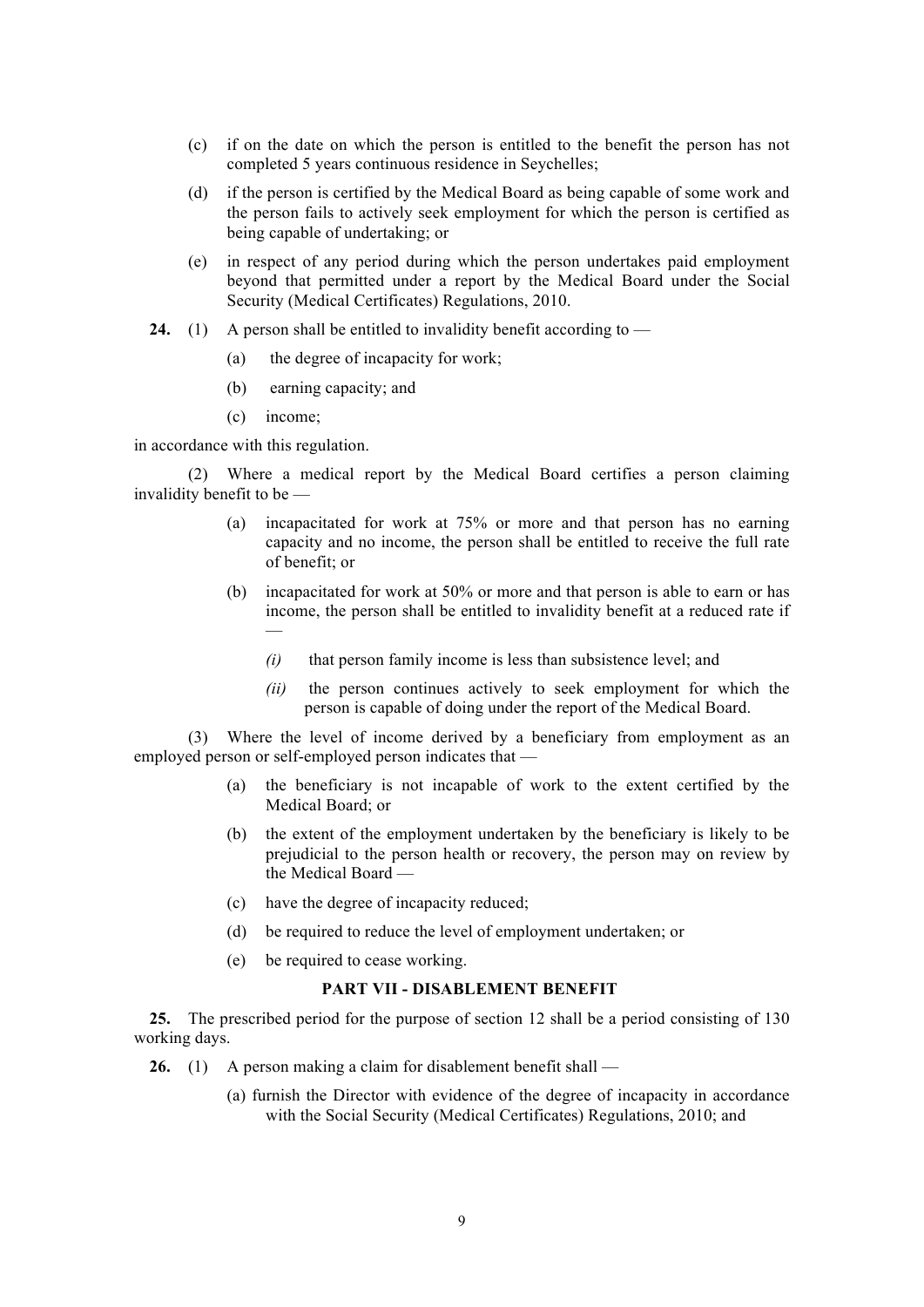(c) if on the date on which the person is entitled to the benefit the person has not completed 5 years continuous residence in Seychelles;

(d) if the person is certified by the Medical Board as being capable of some work and the person fails to actively seek employment for which the person is certified as being capable of undertaking; or

(e) in respect of any period during which the person undertakes paid employment beyond that permitted under a report by the Medical Board under the Social Security (Medical Certificates) Regulations, 2010.

**24.** (1) A person shall be entitled to invalidity benefit according to —

(a) the degree of incapacity for work;

(b) earning capacity; and

(c) income;

in accordance with this regulation.

(2) Where a medical report by the Medical Board certifies a person claiming invalidity benefit to be —

(a) incapacitated for work at 75% or more and that person has no earning capacity and no income, the person shall be entitled to receive the full rate of benefit; or

(b) incapacitated for work at 50% or more and that person is able to earn or has income, the person shall be entitled to invalidity benefit at a reduced rate if —

*(i)* that person family income is less than subsistence level; and

*(ii)* the person continues actively to seek employment for which the person is capable of doing under the report of the Medical Board.

(3) Where the level of income derived by a beneficiary from employment as an employed person or self-employed person indicates that —

(a) the beneficiary is not incapable of work to the extent certified by the Medical Board; or

(b) the extent of the employment undertaken by the beneficiary is likely to be prejudicial to the person health or recovery, the person may on review by the Medical Board —

(c) have the degree of incapacity reduced;

(d) be required to reduce the level of employment undertaken; or

(e) be required to cease working.

## PART VII - DISABLEMENT BENEFIT

**25.** The prescribed period for the purpose of section 12 shall be a period consisting of 130 working days.

**26.** (1) A person making a claim for disablement benefit shall —

(a) furnish the Director with evidence of the degree of incapacity in accordance with the Social Security (Medical Certificates) Regulations, 2010; and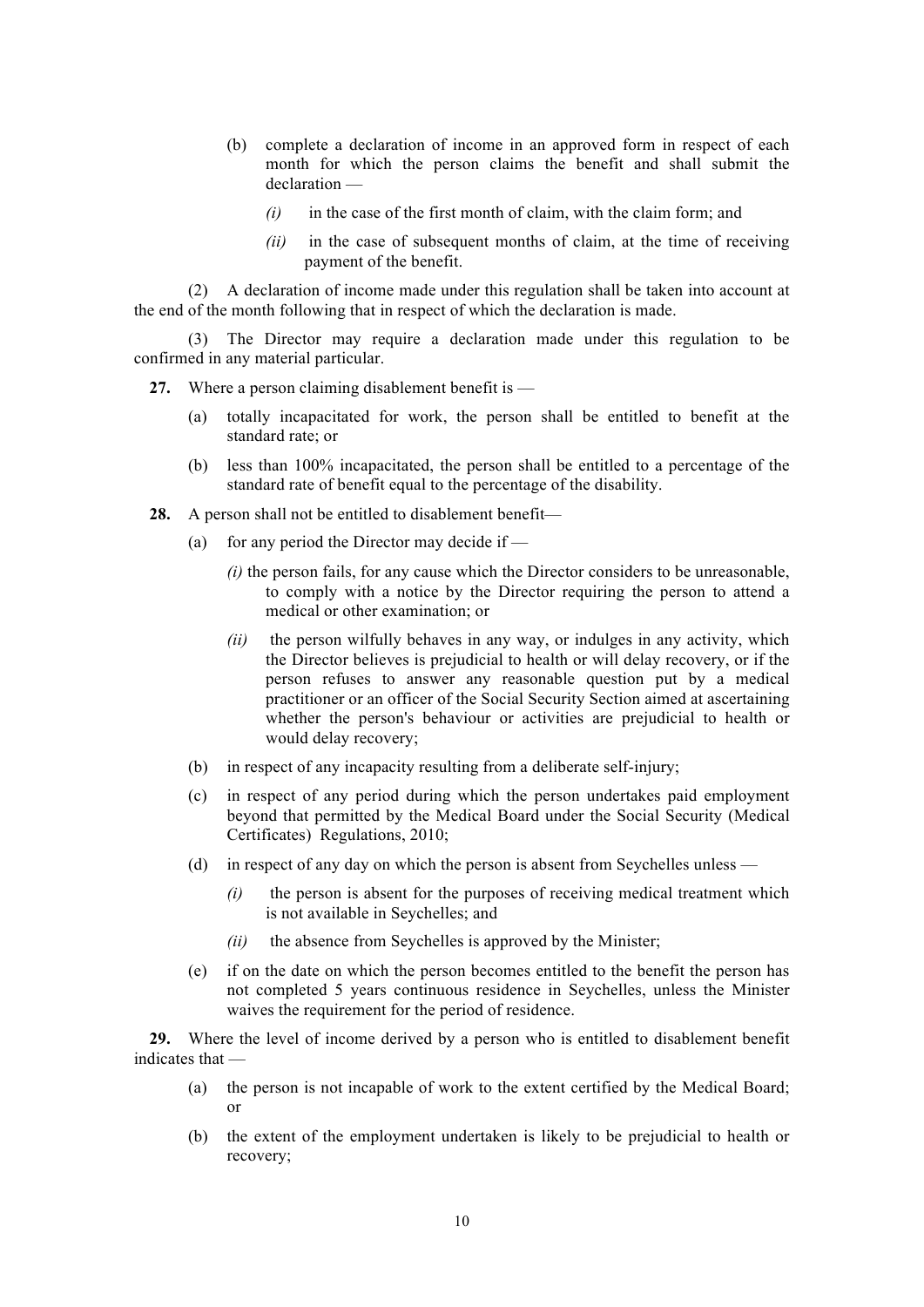(b) complete a declaration of income in an approved form in respect of each month for which the person claims the benefit and shall submit the declaration —

*(i)* in the case of the first month of claim, with the claim form; and

*(ii)* in the case of subsequent months of claim, at the time of receiving payment of the benefit.

(2) A declaration of income made under this regulation shall be taken into account at the end of the month following that in respect of which the declaration is made.

(3) The Director may require a declaration made under this regulation to be confirmed in any material particular.

**27.** Where a person claiming disablement benefit is —

(a) totally incapacitated for work, the person shall be entitled to benefit at the standard rate; or

(b) less than 100% incapacitated, the person shall be entitled to a percentage of the standard rate of benefit equal to the percentage of the disability.

**28.** A person shall not be entitled to disablement benefit—

(a) for any period the Director may decide if —

*(i)* the person fails, for any cause which the Director considers to be unreasonable, to comply with a notice by the Director requiring the person to attend a medical or other examination; or

*(ii)* the person wilfully behaves in any way, or indulges in any activity, which the Director believes is prejudicial to health or will delay recovery, or if the person refuses to answer any reasonable question put by a medical practitioner or an officer of the Social Security Section aimed at ascertaining whether the person's behaviour or activities are prejudicial to health or would delay recovery;

(b) in respect of any incapacity resulting from a deliberate self-injury;

(c) in respect of any period during which the person undertakes paid employment beyond that permitted by the Medical Board under the Social Security (Medical Certificates) Regulations, 2010;

(d) in respect of any day on which the person is absent from Seychelles unless —

*(i)* the person is absent for the purposes of receiving medical treatment which is not available in Seychelles; and

*(ii)* the absence from Seychelles is approved by the Minister;

(e) if on the date on which the person becomes entitled to the benefit the person has not completed 5 years continuous residence in Seychelles, unless the Minister waives the requirement for the period of residence.

**29.** Where the level of income derived by a person who is entitled to disablement benefit indicates that —

(a) the person is not incapable of work to the extent certified by the Medical Board; or

(b) the extent of the employment undertaken is likely to be prejudicial to health or recovery;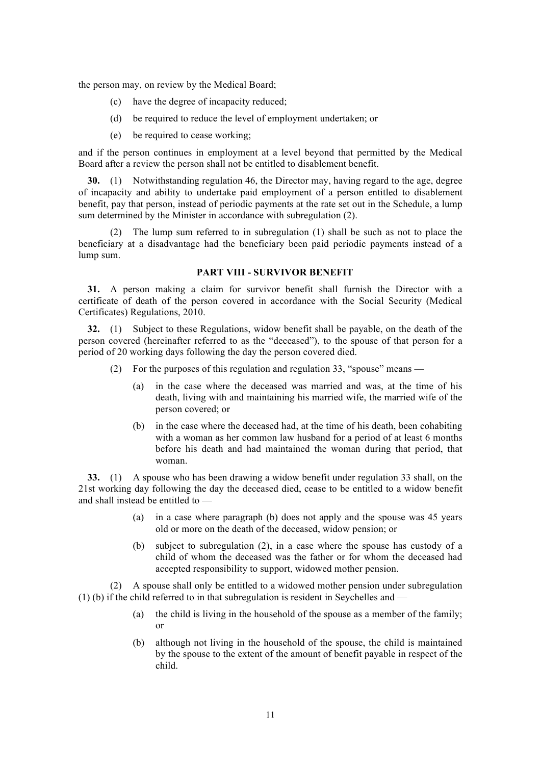the person may, on review by the Medical Board;

(c) have the degree of incapacity reduced;

(d) be required to reduce the level of employment undertaken; or

(e) be required to cease working;

and if the person continues in employment at a level beyond that permitted by the Medical Board after a review the person shall not be entitled to disablement benefit.

**30.** (1) Notwithstanding regulation 46, the Director may, having regard to the age, degree of incapacity and ability to undertake paid employment of a person entitled to disablement benefit, pay that person, instead of periodic payments at the rate set out in the Schedule, a lump sum determined by the Minister in accordance with subregulation (2).

(2) The lump sum referred to in subregulation (1) shall be such as not to place the beneficiary at a disadvantage had the beneficiary been paid periodic payments instead of a lump sum.

## PART VIII - SURVIVOR BENEFIT

**31.** A person making a claim for survivor benefit shall furnish the Director with a certificate of death of the person covered in accordance with the Social Security (Medical Certificates) Regulations, 2010.

**32.** (1) Subject to these Regulations, widow benefit shall be payable, on the death of the person covered (hereinafter referred to as the "deceased"), to the spouse of that person for a period of 20 working days following the day the person covered died.

(2) For the purposes of this regulation and regulation 33, "spouse" means —

(a) in the case where the deceased was married and was, at the time of his death, living with and maintaining his married wife, the married wife of the person covered; or

(b) in the case where the deceased had, at the time of his death, been cohabiting with a woman as her common law husband for a period of at least 6 months before his death and had maintained the woman during that period, that woman.

**33.** (1) A spouse who has been drawing a widow benefit under regulation 33 shall, on the 21st working day following the day the deceased died, cease to be entitled to a widow benefit and shall instead be entitled to —

(a) in a case where paragraph (b) does not apply and the spouse was 45 years old or more on the death of the deceased, widow pension; or

(b) subject to subregulation (2), in a case where the spouse has custody of a child of whom the deceased was the father or for whom the deceased had accepted responsibility to support, widowed mother pension.

(2) A spouse shall only be entitled to a widowed mother pension under subregulation (1) (b) if the child referred to in that subregulation is resident in Seychelles and —

(a) the child is living in the household of the spouse as a member of the family; or

(b) although not living in the household of the spouse, the child is maintained by the spouse to the extent of the amount of benefit payable in respect of the child.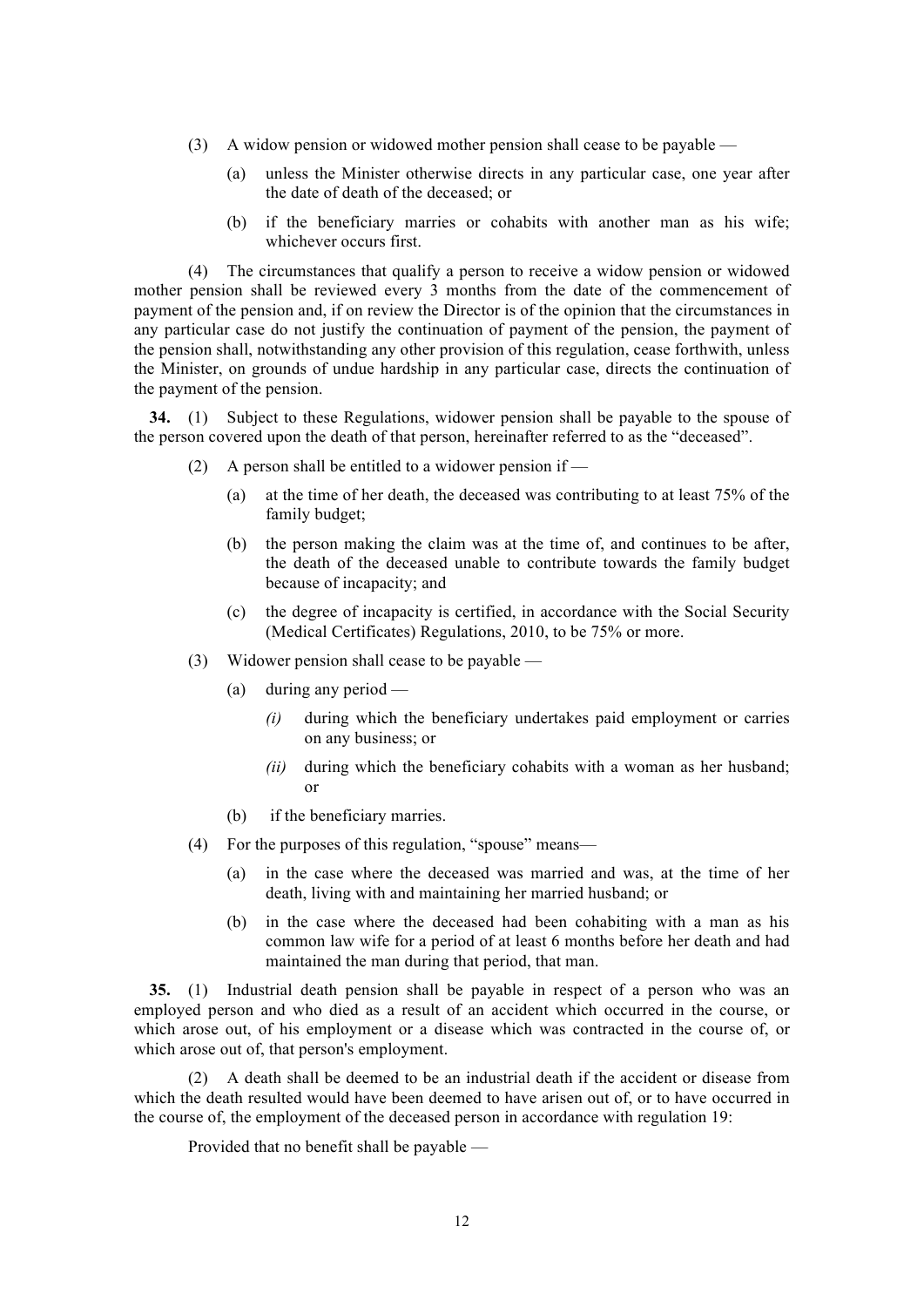(3) A widow pension or widowed mother pension shall cease to be payable —

(a) unless the Minister otherwise directs in any particular case, one year after the date of death of the deceased; or

(b) if the beneficiary marries or cohabits with another man as his wife; whichever occurs first.

(4) The circumstances that qualify a person to receive a widow pension or widowed mother pension shall be reviewed every 3 months from the date of the commencement of payment of the pension and, if on review the Director is of the opinion that the circumstances in any particular case do not justify the continuation of payment of the pension, the payment of the pension shall, notwithstanding any other provision of this regulation, cease forthwith, unless the Minister, on grounds of undue hardship in any particular case, directs the continuation of the payment of the pension.

**34.** (1) Subject to these Regulations, widower pension shall be payable to the spouse of the person covered upon the death of that person, hereinafter referred to as the "deceased".

(2) A person shall be entitled to a widower pension if —

(a) at the time of her death, the deceased was contributing to at least 75% of the family budget;

(b) the person making the claim was at the time of, and continues to be after, the death of the deceased unable to contribute towards the family budget because of incapacity; and

(c) the degree of incapacity is certified, in accordance with the Social Security (Medical Certificates) Regulations, 2010, to be 75% or more.

(3) Widower pension shall cease to be payable —

(a) during any period —

*(i)* during which the beneficiary undertakes paid employment or carries on any business; or

*(ii)* during which the beneficiary cohabits with a woman as her husband; or

(b) if the beneficiary marries.

(4) For the purposes of this regulation, "spouse" means—

(a) in the case where the deceased was married and was, at the time of her death, living with and maintaining her married husband; or

(b) in the case where the deceased had been cohabiting with a man as his common law wife for a period of at least 6 months before her death and had maintained the man during that period, that man.

**35.** (1) Industrial death pension shall be payable in respect of a person who was an employed person and who died as a result of an accident which occurred in the course, or which arose out, of his employment or a disease which was contracted in the course of, or which arose out of, that person's employment.

(2) A death shall be deemed to be an industrial death if the accident or disease from which the death resulted would have been deemed to have arisen out of, or to have occurred in the course of, the employment of the deceased person in accordance with regulation 19:

Provided that no benefit shall be payable —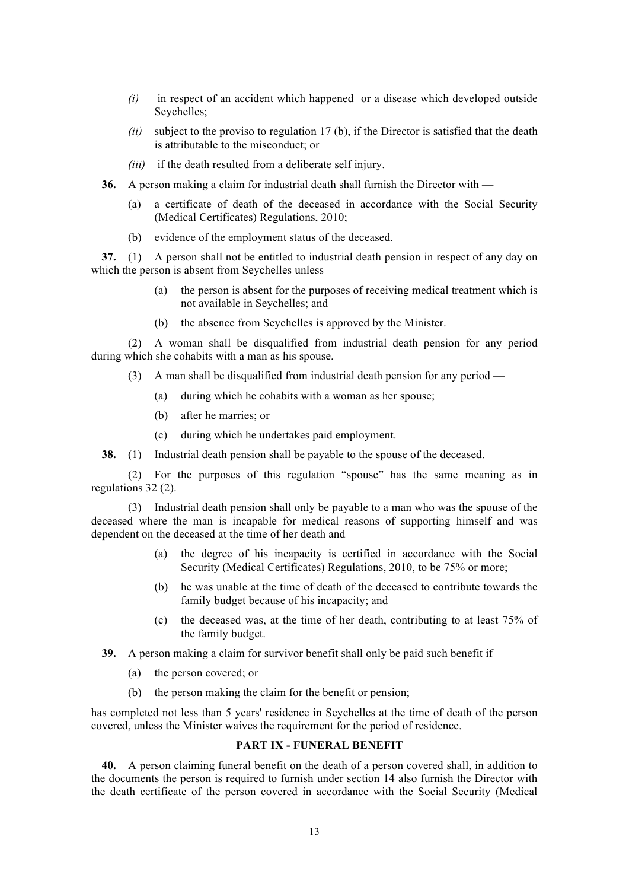*(i)* in respect of an accident which happened or a disease which developed outside Seychelles;

*(ii)* subject to the proviso to regulation 17 (b), if the Director is satisfied that the death is attributable to the misconduct; or

*(iii)* if the death resulted from a deliberate self injury.

**36.** A person making a claim for industrial death shall furnish the Director with —

(a) a certificate of death of the deceased in accordance with the Social Security (Medical Certificates) Regulations, 2010;

(b) evidence of the employment status of the deceased.

**37.** (1) A person shall not be entitled to industrial death pension in respect of any day on which the person is absent from Seychelles unless —

(a) the person is absent for the purposes of receiving medical treatment which is not available in Seychelles; and

(b) the absence from Seychelles is approved by the Minister.

(2) A woman shall be disqualified from industrial death pension for any period during which she cohabits with a man as his spouse.

(3) A man shall be disqualified from industrial death pension for any period —

(a) during which he cohabits with a woman as her spouse;

(b) after he marries; or

(c) during which he undertakes paid employment.

**38.** (1) Industrial death pension shall be payable to the spouse of the deceased.

(2) For the purposes of this regulation "spouse" has the same meaning as in regulations 32 (2).

(3) Industrial death pension shall only be payable to a man who was the spouse of the deceased where the man is incapable for medical reasons of supporting himself and was dependent on the deceased at the time of her death and —

(a) the degree of his incapacity is certified in accordance with the Social Security (Medical Certificates) Regulations, 2010, to be 75% or more;

(b) he was unable at the time of death of the deceased to contribute towards the family budget because of his incapacity; and

(c) the deceased was, at the time of her death, contributing to at least 75% of the family budget.

**39.** A person making a claim for survivor benefit shall only be paid such benefit if —

(a) the person covered; or

(b) the person making the claim for the benefit or pension;

has completed not less than 5 years' residence in Seychelles at the time of death of the person covered, unless the Minister waives the requirement for the period of residence.

## PART IX - FUNERAL BENEFIT

**40.** A person claiming funeral benefit on the death of a person covered shall, in addition to the documents the person is required to furnish under section 14 also furnish the Director with the death certificate of the person covered in accordance with the Social Security (Medical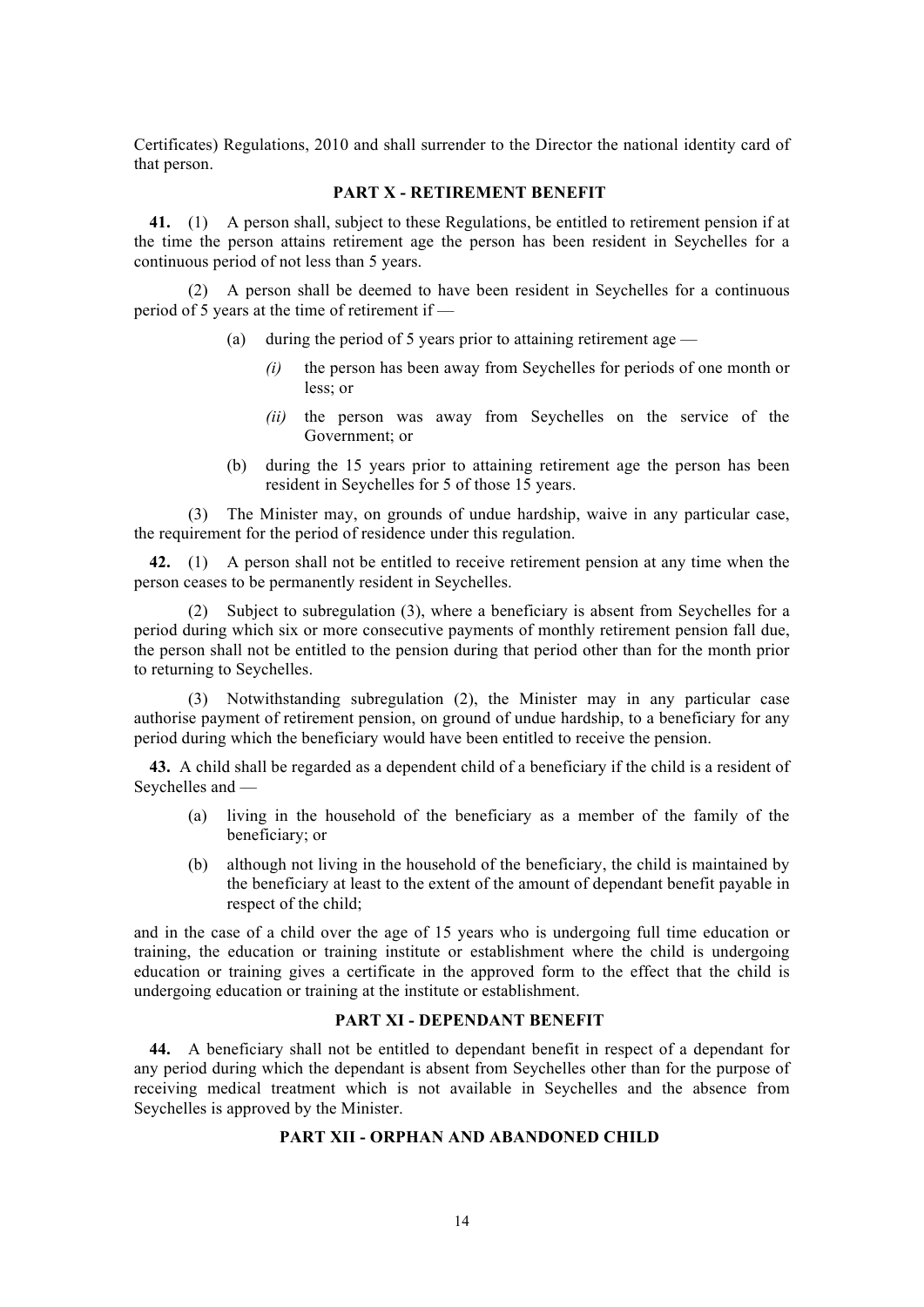Certificates) Regulations, 2010 and shall surrender to the Director the national identity card of that person.

## PART X - RETIREMENT BENEFIT

**41.** (1) A person shall, subject to these Regulations, be entitled to retirement pension if at the time the person attains retirement age the person has been resident in Seychelles for a continuous period of not less than 5 years.

(2) A person shall be deemed to have been resident in Seychelles for a continuous period of 5 years at the time of retirement if —

- (a) during the period of 5 years prior to attaining retirement age —
  - *(i)* the person has been away from Seychelles for periods of one month or less; or
  - *(ii)* the person was away from Seychelles on the service of the Government; or
- (b) during the 15 years prior to attaining retirement age the person has been resident in Seychelles for 5 of those 15 years.

(3) The Minister may, on grounds of undue hardship, waive in any particular case, the requirement for the period of residence under this regulation.

**42.** (1) A person shall not be entitled to receive retirement pension at any time when the person ceases to be permanently resident in Seychelles.

(2) Subject to subregulation (3), where a beneficiary is absent from Seychelles for a period during which six or more consecutive payments of monthly retirement pension fall due, the person shall not be entitled to the pension during that period other than for the month prior to returning to Seychelles.

(3) Notwithstanding subregulation (2), the Minister may in any particular case authorise payment of retirement pension, on ground of undue hardship, to a beneficiary for any period during which the beneficiary would have been entitled to receive the pension.

**43.** A child shall be regarded as a dependent child of a beneficiary if the child is a resident of Seychelles and —

- (a) living in the household of the beneficiary as a member of the family of the beneficiary; or
- (b) although not living in the household of the beneficiary, the child is maintained by the beneficiary at least to the extent of the amount of dependant benefit payable in respect of the child;

and in the case of a child over the age of 15 years who is undergoing full time education or training, the education or training institute or establishment where the child is undergoing education or training gives a certificate in the approved form to the effect that the child is undergoing education or training at the institute or establishment.

## PART XI - DEPENDANT BENEFIT

**44.** A beneficiary shall not be entitled to dependant benefit in respect of a dependant for any period during which the dependant is absent from Seychelles other than for the purpose of receiving medical treatment which is not available in Seychelles and the absence from Seychelles is approved by the Minister.

## PART XII - ORPHAN AND ABANDONED CHILD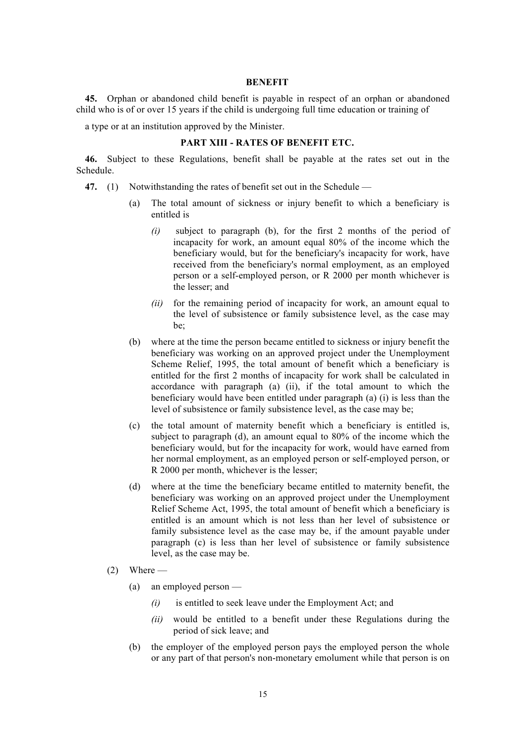**BENEFIT**

**45.** Orphan or abandoned child benefit is payable in respect of an orphan or abandoned child who is of or over 15 years if the child is undergoing full time education or training of a type or at an institution approved by the Minister.

**PART XIII - RATES OF BENEFIT ETC.**

**46.** Subject to these Regulations, benefit shall be payable at the rates set out in the Schedule.

**47.** (1) Notwithstanding the rates of benefit set out in the Schedule —

(a) The total amount of sickness or injury benefit to which a beneficiary is entitled is

*(i)* subject to paragraph (b), for the first 2 months of the period of incapacity for work, an amount equal 80% of the income which the beneficiary would, but for the beneficiary's incapacity for work, have received from the beneficiary's normal employment, as an employed person or a self-employed person, or R 2000 per month whichever is the lesser; and

*(ii)* for the remaining period of incapacity for work, an amount equal to the level of subsistence or family subsistence level, as the case may be;

(b) where at the time the person became entitled to sickness or injury benefit the beneficiary was working on an approved project under the Unemployment Scheme Relief, 1995, the total amount of benefit which a beneficiary is entitled for the first 2 months of incapacity for work shall be calculated in accordance with paragraph (a) (ii), if the total amount to which the beneficiary would have been entitled under paragraph (a) (i) is less than the level of subsistence or family subsistence level, as the case may be;

(c) the total amount of maternity benefit which a beneficiary is entitled is, subject to paragraph (d), an amount equal to 80% of the income which the beneficiary would, but for the incapacity for work, would have earned from her normal employment, as an employed person or self-employed person, or R 2000 per month, whichever is the lesser;

(d) where at the time the beneficiary became entitled to maternity benefit, the beneficiary was working on an approved project under the Unemployment Relief Scheme Act, 1995, the total amount of benefit which a beneficiary is entitled is an amount which is not less than her level of subsistence or family subsistence level as the case may be, if the amount payable under paragraph (c) is less than her level of subsistence or family subsistence level, as the case may be.

(2) Where —

(a) an employed person —

*(i)* is entitled to seek leave under the Employment Act; and

*(ii)* would be entitled to a benefit under these Regulations during the period of sick leave; and

(b) the employer of the employed person pays the employed person the whole or any part of that person's non-monetary emolument while that person is on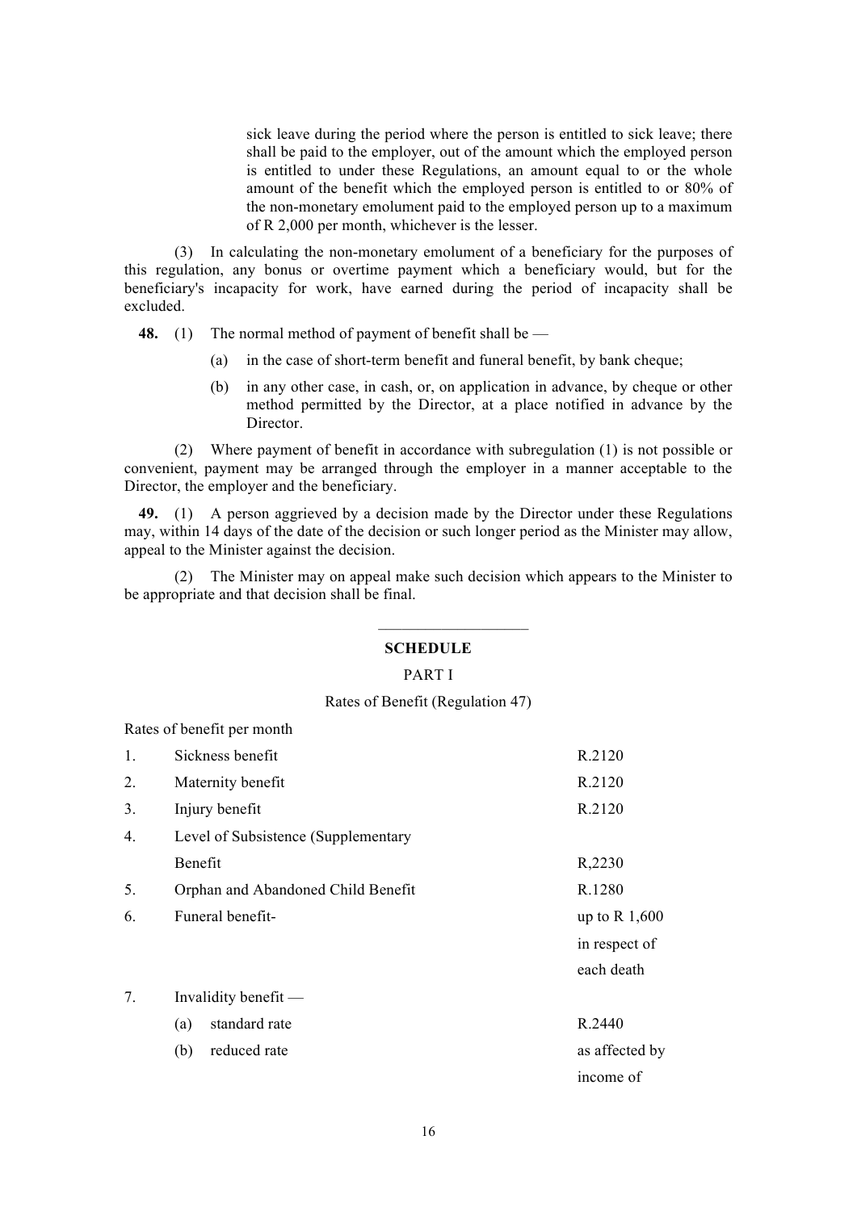sick leave during the period where the person is entitled to sick leave; there shall be paid to the employer, out of the amount which the employed person is entitled to under these Regulations, an amount equal to or the whole amount of the benefit which the employed person is entitled to or 80% of the non-monetary emolument paid to the employed person up to a maximum of R 2,000 per month, whichever is the lesser.

(3) In calculating the non-monetary emolument of a beneficiary for the purposes of this regulation, any bonus or overtime payment which a beneficiary would, but for the beneficiary's incapacity for work, have earned during the period of incapacity shall be excluded.

**48.** (1) The normal method of payment of benefit shall be —

(a) in the case of short-term benefit and funeral benefit, by bank cheque;

(b) in any other case, in cash, or, on application in advance, by cheque or other method permitted by the Director, at a place notified in advance by the Director.

(2) Where payment of benefit in accordance with subregulation (1) is not possible or convenient, payment may be arranged through the employer in a manner acceptable to the Director, the employer and the beneficiary.

**49.** (1) A person aggrieved by a decision made by the Director under these Regulations may, within 14 days of the date of the decision or such longer period as the Minister may allow, appeal to the Minister against the decision.

(2) The Minister may on appeal make such decision which appears to the Minister to be appropriate and that decision shall be final.

---

## SCHEDULE

PART I

Rates of Benefit (Regulation 47)

Rates of benefit per month

| | | |
|---|---|---|
| 1. | Sickness benefit | R.2120 |
| 2. | Maternity benefit | R.2120 |
| 3. | Injury benefit | R.2120 |
| 4. | Level of Subsistence (Supplementary Benefit | R,2230 |
| 5. | Orphan and Abandoned Child Benefit | R.1280 |
| 6. | Funeral benefit- | up to R 1,600 in respect of each death |
| 7. | Invalidity benefit — | |
| | (a) standard rate | R.2440 |
| | (b) reduced rate | as affected by income of |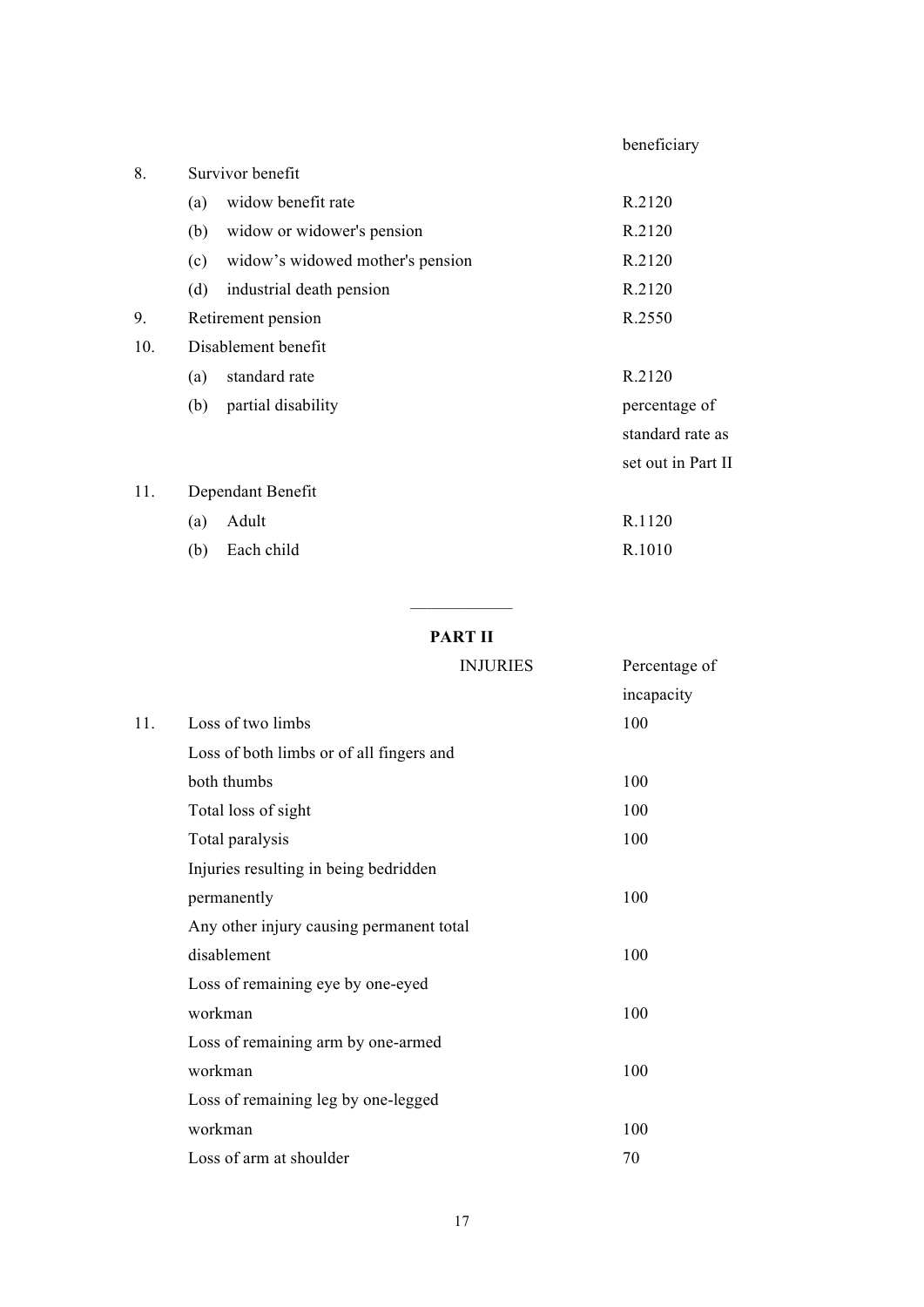| | | beneficiary |
|---|---|---|
| 8. | Survivor benefit | |
| | (a) widow benefit rate | R.2120 |
| | (b) widow or widower's pension | R.2120 |
| | (c) widow's widowed mother's pension | R.2120 |
| | (d) industrial death pension | R.2120 |
| 9. | Retirement pension | R.2550 |
| 10. | Disablement benefit | |
| | (a) standard rate | R.2120 |
| | (b) partial disability | percentage of standard rate as set out in Part II |
| 11. | Dependant Benefit | |
| | (a) Adult | R.1120 |
| | (b) Each child | R.1010 |

---

## PART II

| | INJURIES | Percentage of incapacity |
|---|---|---|
| 11. | Loss of two limbs | 100 |
| | Loss of both limbs or of all fingers and both thumbs | 100 |
| | Total loss of sight | 100 |
| | Total paralysis | 100 |
| | Injuries resulting in being bedridden permanently | 100 |
| | Any other injury causing permanent total disablement | 100 |
| | Loss of remaining eye by one-eyed workman | 100 |
| | Loss of remaining arm by one-armed workman | 100 |
| | Loss of remaining leg by one-legged workman | 100 |
| | Loss of arm at shoulder | 70 |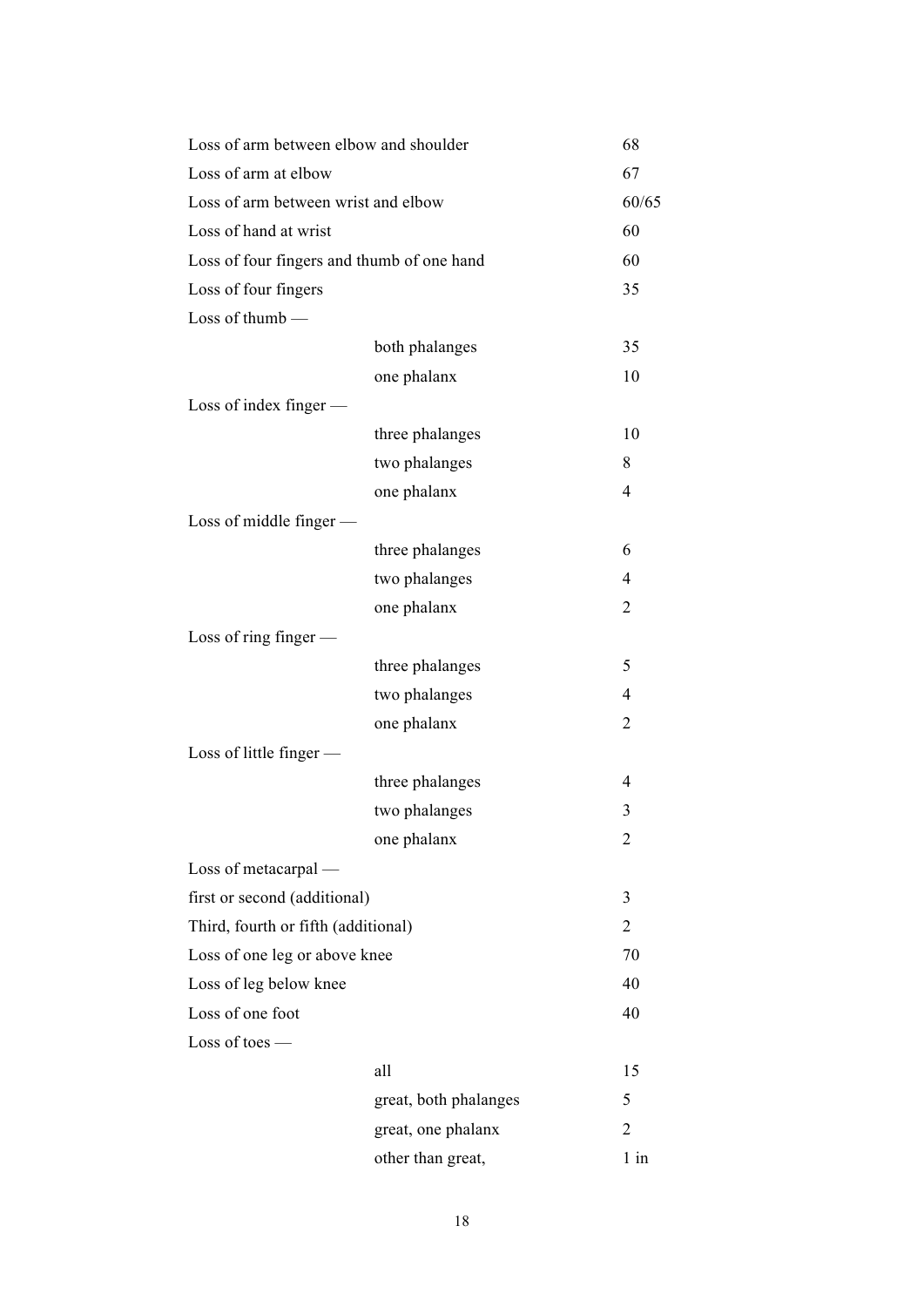| | | |
|---|---|---|
| Loss of arm between elbow and shoulder | | 68 |
| Loss of arm at elbow | | 67 |
| Loss of arm between wrist and elbow | | 60/65 |
| Loss of hand at wrist | | 60 |
| Loss of four fingers and thumb of one hand | | 60 |
| Loss of four fingers | | 35 |
| Loss of thumb — | | |
| | both phalanges | 35 |
| | one phalanx | 10 |
| Loss of index finger — | | |
| | three phalanges | 10 |
| | two phalanges | 8 |
| | one phalanx | 4 |
| Loss of middle finger — | | |
| | three phalanges | 6 |
| | two phalanges | 4 |
| | one phalanx | 2 |
| Loss of ring finger — | | |
| | three phalanges | 5 |
| | two phalanges | 4 |
| | one phalanx | 2 |
| Loss of little finger — | | |
| | three phalanges | 4 |
| | two phalanges | 3 |
| | one phalanx | 2 |
| Loss of metacarpal — | | |
| first or second (additional) | | 3 |
| Third, fourth or fifth (additional) | | 2 |
| Loss of one leg or above knee | | 70 |
| Loss of leg below knee | | 40 |
| Loss of one foot | | 40 |
| Loss of toes — | | |
| | all | 15 |
| | great, both phalanges | 5 |
| | great, one phalanx | 2 |
| | other than great, | 1 in |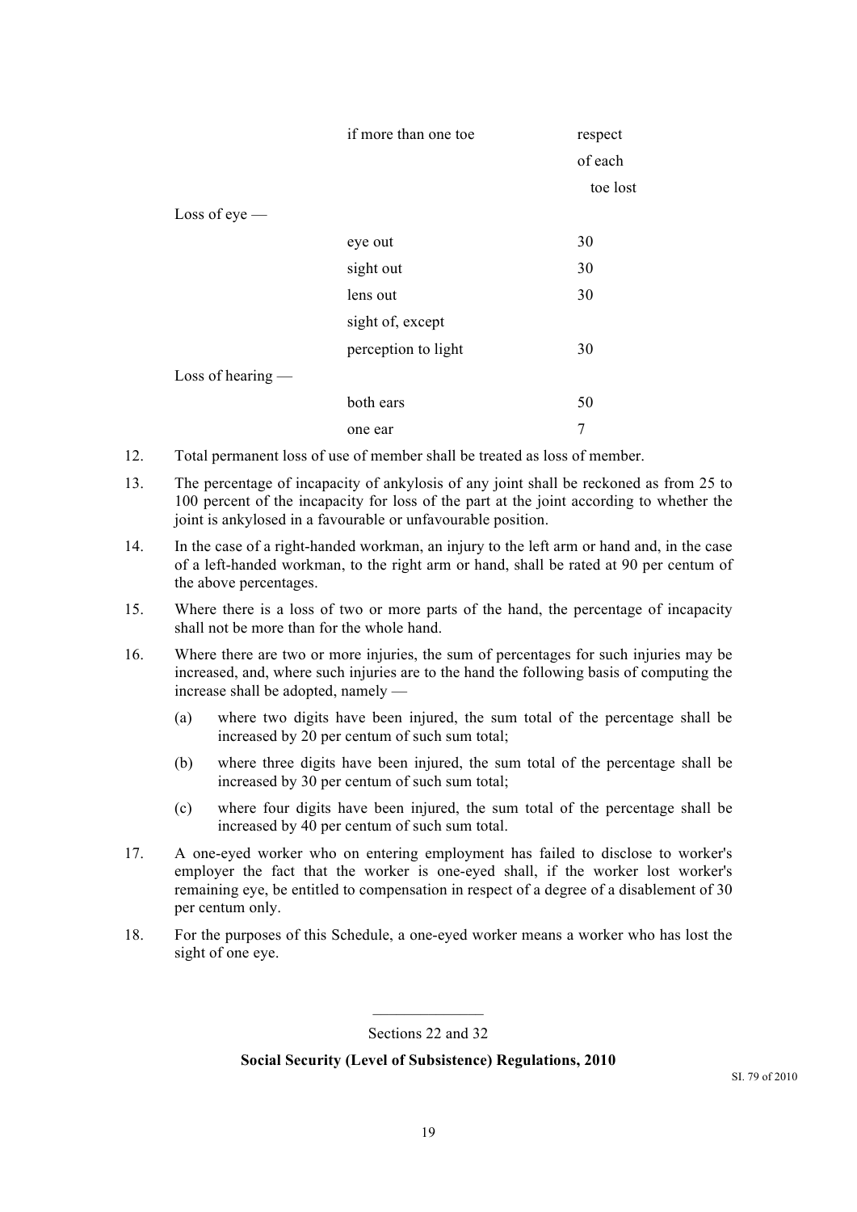| | | |
|---|---|---|
| | if more than one toe | respect of each toe lost |
| Loss of eye — | | |
| | eye out | 30 |
| | sight out | 30 |
| | lens out | 30 |
| | sight of, except perception to light | 30 |
| Loss of hearing — | | |
| | both ears | 50 |
| | one ear | 7 |

12. Total permanent loss of use of member shall be treated as loss of member.

13. The percentage of incapacity of ankylosis of any joint shall be reckoned as from 25 to 100 percent of the incapacity for loss of the part at the joint according to whether the joint is ankylosed in a favourable or unfavourable position.

14. In the case of a right-handed workman, an injury to the left arm or hand and, in the case of a left-handed workman, to the right arm or hand, shall be rated at 90 per centum of the above percentages.

15. Where there is a loss of two or more parts of the hand, the percentage of incapacity shall not be more than for the whole hand.

16. Where there are two or more injuries, the sum of percentages for such injuries may be increased, and, where such injuries are to the hand the following basis of computing the increase shall be adopted, namely —

    (a) where two digits have been injured, the sum total of the percentage shall be increased by 20 per centum of such sum total;

    (b) where three digits have been injured, the sum total of the percentage shall be increased by 30 per centum of such sum total;

    (c) where four digits have been injured, the sum total of the percentage shall be increased by 40 per centum of such sum total.

17. A one-eyed worker who on entering employment has failed to disclose to worker's employer the fact that the worker is one-eyed shall, if the worker lost worker's remaining eye, be entitled to compensation in respect of a degree of a disablement of 30 per centum only.

18. For the purposes of this Schedule, a one-eyed worker means a worker who has lost the sight of one eye.

---

Sections 22 and 32

**Social Security (Level of Subsistence) Regulations, 2010**

SI. 79 of 2010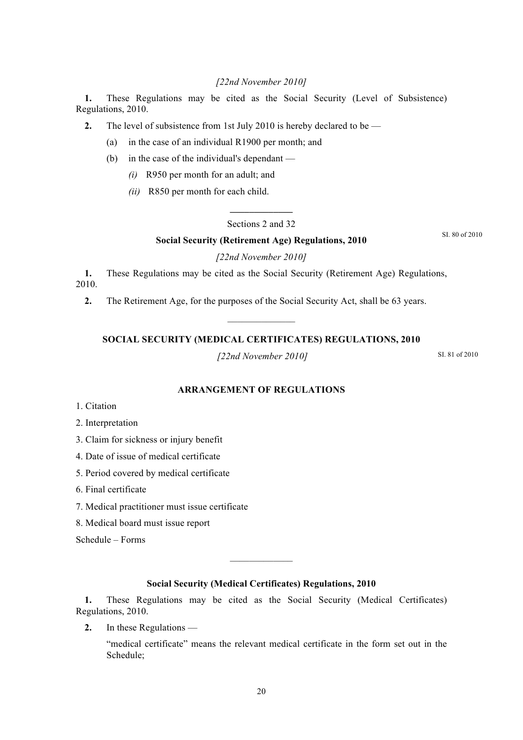*[22nd November 2010]*

**1.** These Regulations may be cited as the Social Security (Level of Subsistence) Regulations, 2010.

**2.** The level of subsistence from 1st July 2010 is hereby declared to be —

(a) in the case of an individual R1900 per month; and

(b) in the case of the individual's dependant —

*(i)* R950 per month for an adult; and

*(ii)* R850 per month for each child.

---

Sections 2 and 32

SI. 80 of 2010

**Social Security (Retirement Age) Regulations, 2010**

*[22nd November 2010]*

**1.** These Regulations may be cited as the Social Security (Retirement Age) Regulations, 2010.

**2.** The Retirement Age, for the purposes of the Social Security Act, shall be 63 years.

---

**SOCIAL SECURITY (MEDICAL CERTIFICATES) REGULATIONS, 2010**

*[22nd November 2010]*

SI. 81 of 2010

**ARRANGEMENT OF REGULATIONS**

1. Citation
2. Interpretation
3. Claim for sickness or injury benefit
4. Date of issue of medical certificate
5. Period covered by medical certificate
6. Final certificate
7. Medical practitioner must issue certificate
8. Medical board must issue report

Schedule – Forms

---

**Social Security (Medical Certificates) Regulations, 2010**

**1.** These Regulations may be cited as the Social Security (Medical Certificates) Regulations, 2010.

**2.** In these Regulations —

"medical certificate" means the relevant medical certificate in the form set out in the Schedule;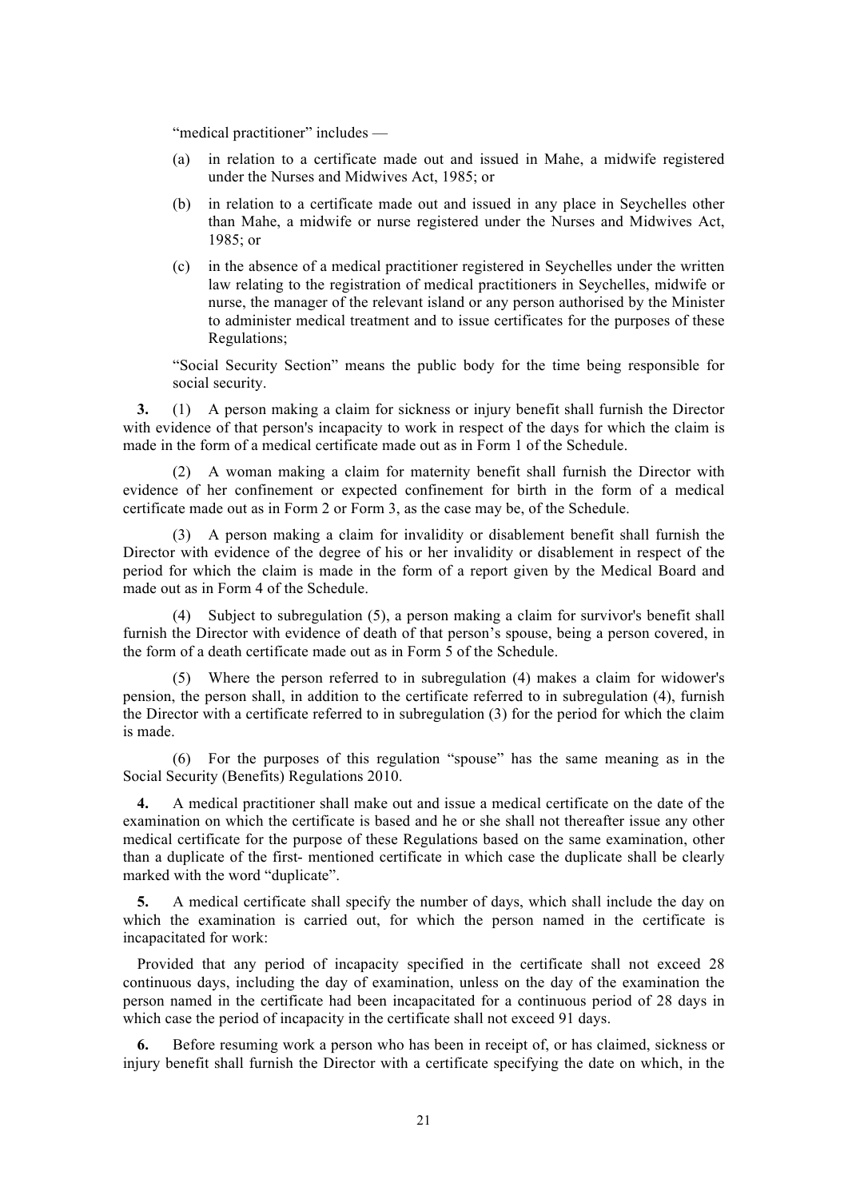"medical practitioner" includes —

(a) in relation to a certificate made out and issued in Mahe, a midwife registered under the Nurses and Midwives Act, 1985; or

(b) in relation to a certificate made out and issued in any place in Seychelles other than Mahe, a midwife or nurse registered under the Nurses and Midwives Act, 1985; or

(c) in the absence of a medical practitioner registered in Seychelles under the written law relating to the registration of medical practitioners in Seychelles, midwife or nurse, the manager of the relevant island or any person authorised by the Minister to administer medical treatment and to issue certificates for the purposes of these Regulations;

"Social Security Section" means the public body for the time being responsible for social security.

**3.** (1) A person making a claim for sickness or injury benefit shall furnish the Director with evidence of that person's incapacity to work in respect of the days for which the claim is made in the form of a medical certificate made out as in Form 1 of the Schedule.

(2) A woman making a claim for maternity benefit shall furnish the Director with evidence of her confinement or expected confinement for birth in the form of a medical certificate made out as in Form 2 or Form 3, as the case may be, of the Schedule.

(3) A person making a claim for invalidity or disablement benefit shall furnish the Director with evidence of the degree of his or her invalidity or disablement in respect of the period for which the claim is made in the form of a report given by the Medical Board and made out as in Form 4 of the Schedule.

(4) Subject to subregulation (5), a person making a claim for survivor's benefit shall furnish the Director with evidence of death of that person's spouse, being a person covered, in the form of a death certificate made out as in Form 5 of the Schedule.

(5) Where the person referred to in subregulation (4) makes a claim for widower's pension, the person shall, in addition to the certificate referred to in subregulation (4), furnish the Director with a certificate referred to in subregulation (3) for the period for which the claim is made.

(6) For the purposes of this regulation "spouse" has the same meaning as in the Social Security (Benefits) Regulations 2010.

**4.** A medical practitioner shall make out and issue a medical certificate on the date of the examination on which the certificate is based and he or she shall not thereafter issue any other medical certificate for the purpose of these Regulations based on the same examination, other than a duplicate of the first- mentioned certificate in which case the duplicate shall be clearly marked with the word "duplicate".

**5.** A medical certificate shall specify the number of days, which shall include the day on which the examination is carried out, for which the person named in the certificate is incapacitated for work:

Provided that any period of incapacity specified in the certificate shall not exceed 28 continuous days, including the day of examination, unless on the day of the examination the person named in the certificate had been incapacitated for a continuous period of 28 days in which case the period of incapacity in the certificate shall not exceed 91 days.

**6.** Before resuming work a person who has been in receipt of, or has claimed, sickness or injury benefit shall furnish the Director with a certificate specifying the date on which, in the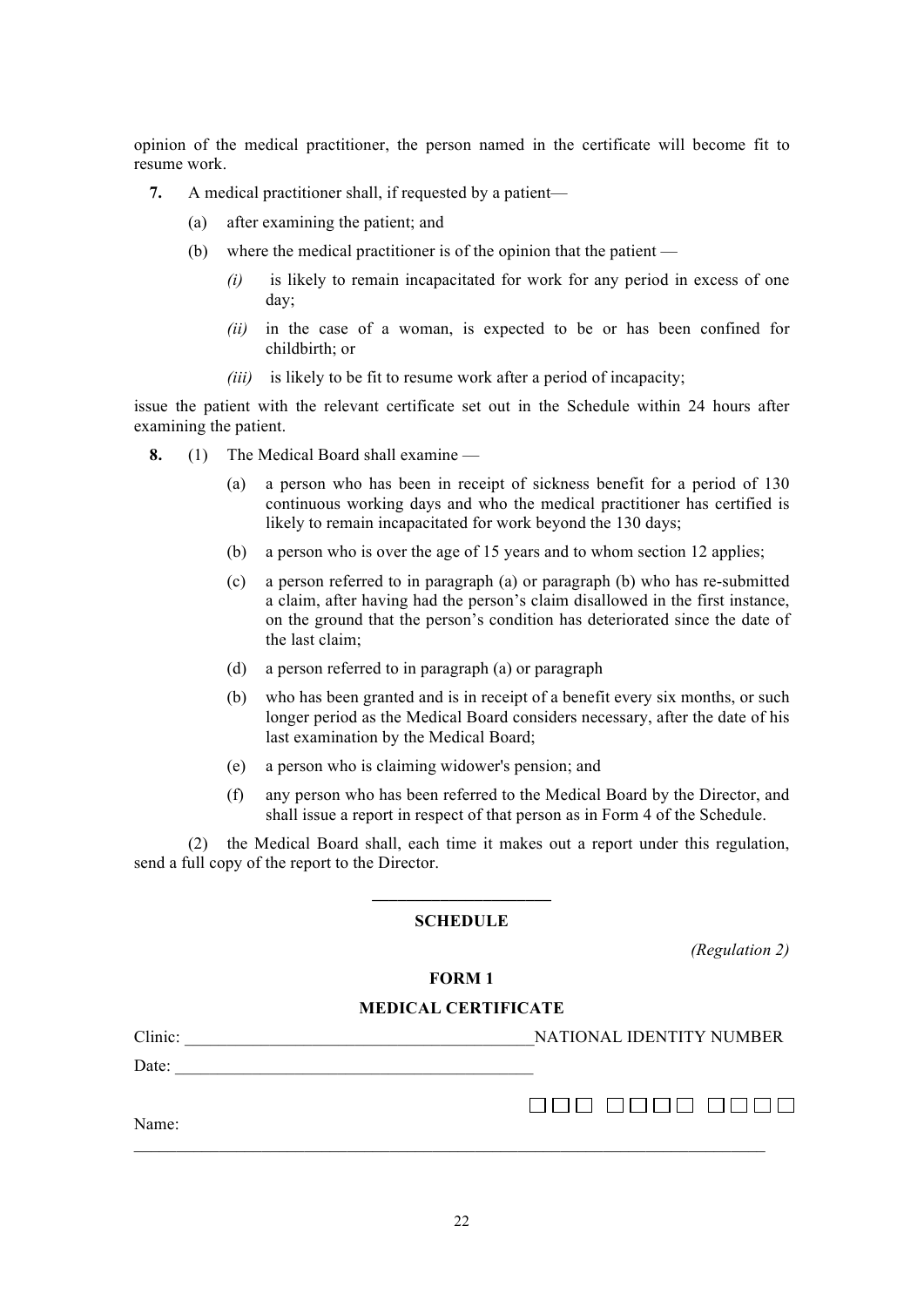opinion of the medical practitioner, the person named in the certificate will become fit to resume work.

**7.** A medical practitioner shall, if requested by a patient—

(a) after examining the patient; and

(b) where the medical practitioner is of the opinion that the patient —

*(i)* is likely to remain incapacitated for work for any period in excess of one day;

*(ii)* in the case of a woman, is expected to be or has been confined for childbirth; or

*(iii)* is likely to be fit to resume work after a period of incapacity;

issue the patient with the relevant certificate set out in the Schedule within 24 hours after examining the patient.

**8.** (1) The Medical Board shall examine —

(a) a person who has been in receipt of sickness benefit for a period of 130 continuous working days and who the medical practitioner has certified is likely to remain incapacitated for work beyond the 130 days;

(b) a person who is over the age of 15 years and to whom section 12 applies;

(c) a person referred to in paragraph (a) or paragraph (b) who has re-submitted a claim, after having had the person's claim disallowed in the first instance, on the ground that the person's condition has deteriorated since the date of the last claim;

(d) a person referred to in paragraph (a) or paragraph

(b) who has been granted and is in receipt of a benefit every six months, or such longer period as the Medical Board considers necessary, after the date of his last examination by the Medical Board;

(e) a person who is claiming widower's pension; and

(f) any person who has been referred to the Medical Board by the Director, and shall issue a report in respect of that person as in Form 4 of the Schedule.

(2) the Medical Board shall, each time it makes out a report under this regulation, send a full copy of the report to the Director.

---

## SCHEDULE

*(Regulation 2)*

### FORM 1

### MEDICAL CERTIFICATE

Clinic: ________________________________________ NATIONAL IDENTITY NUMBER

Date: ________________________________________

☐☐☐ ☐☐☐☐ ☐☐☐☐

Name:
______________________________________________________________________________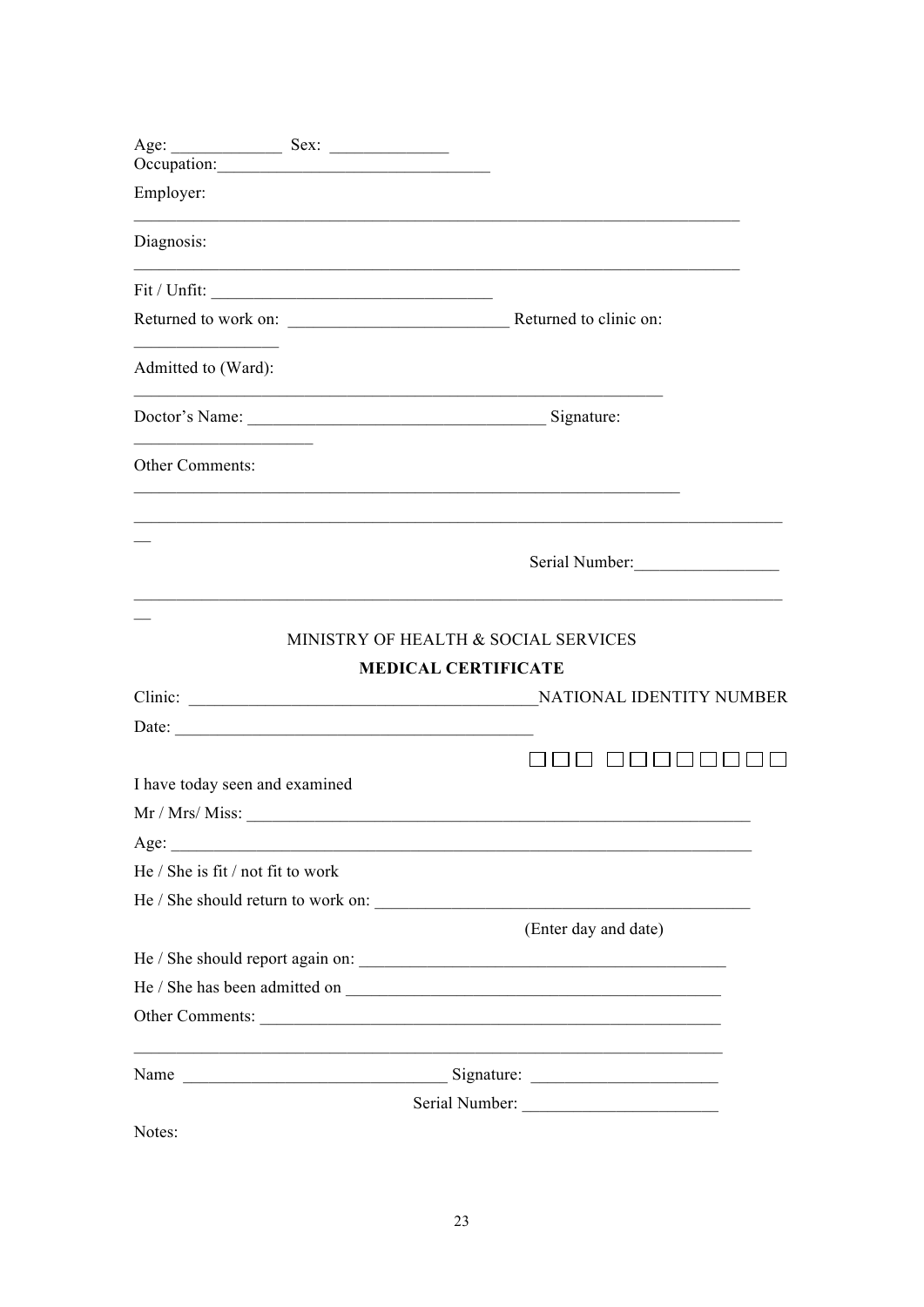Age: _____________ Sex: ______________
Occupation:________________________________

Employer:

_________________________________________________________________________

Diagnosis:

_________________________________________________________________________

Fit / Unfit: _________________________________

Returned to work on: __________________________ Returned to clinic on: _________________

Admitted to (Ward):

_______________________________________________________________

Doctor's Name: ___________________________________ Signature: _____________________

Other Comments:

_________________________________________________________________

___________________________________________________________________________

Serial Number:_________________

___________________________________________________________________________

MINISTRY OF HEALTH & SOCIAL SERVICES

**MEDICAL CERTIFICATE**

Clinic: _________________________________________NATIONAL IDENTITY NUMBER

Date: __________________________________________

☐☐☐ ☐☐☐☐☐☐☐☐

I have today seen and examined

Mr / Mrs/ Miss: _____________________________________________________________

Age: ______________________________________________________________________

He / She is fit / not fit to work

He / She should return to work on: _____________________________________________

(Enter day and date)

He / She should report again on: ______________________________________________

He / She has been admitted on ________________________________________________

Other Comments: _________________________________________________________

_________________________________________________________________________

Name _______________________________ Signature: ______________________

Serial Number: _______________________

Notes: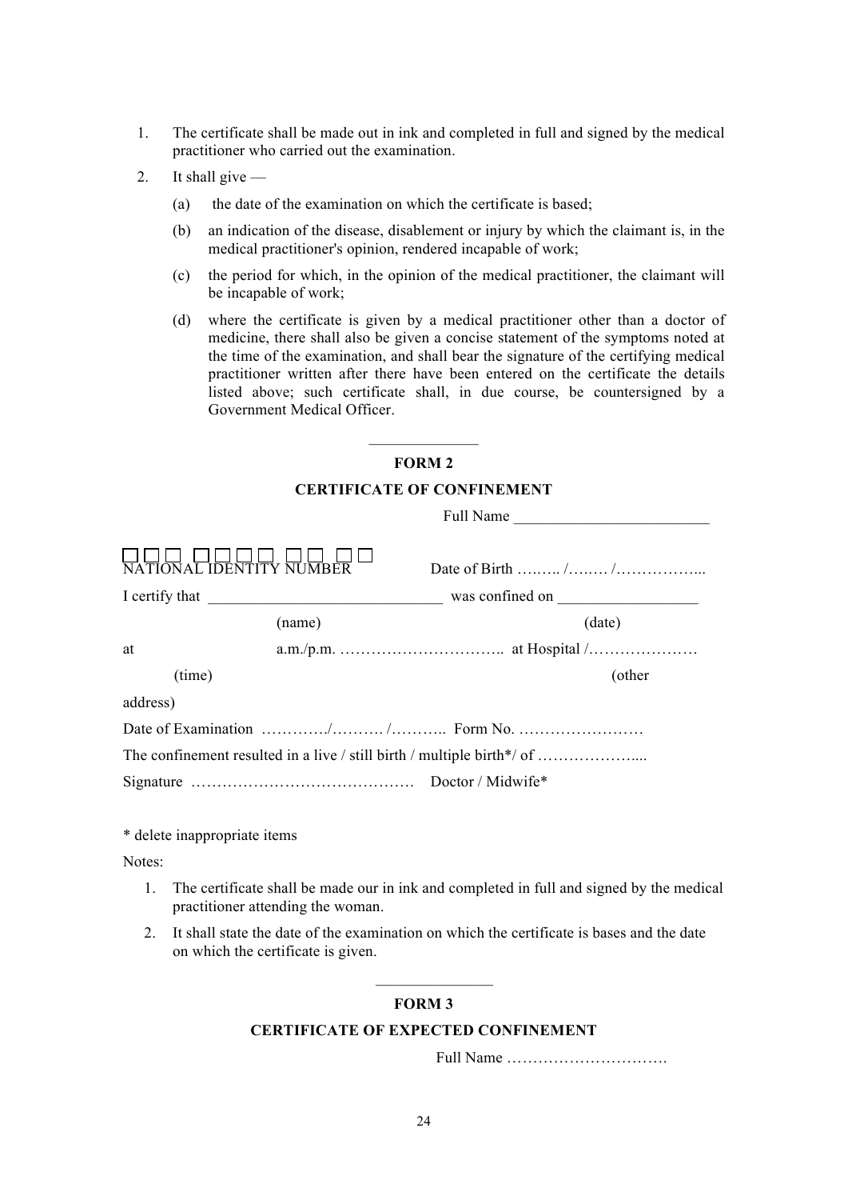1. The certificate shall be made out in ink and completed in full and signed by the medical practitioner who carried out the examination.
2. It shall give —
   (a) the date of the examination on which the certificate is based;
   (b) an indication of the disease, disablement or injury by which the claimant is, in the medical practitioner's opinion, rendered incapable of work;
   (c) the period for which, in the opinion of the medical practitioner, the claimant will be incapable of work;
   (d) where the certificate is given by a medical practitioner other than a doctor of medicine, there shall also be given a concise statement of the symptoms noted at the time of the examination, and shall bear the signature of the certifying medical practitioner written after there have been entered on the certificate the details listed above; such certificate shall, in due course, be countersigned by a Government Medical Officer.

______________

**FORM 2**

**CERTIFICATE OF CONFINEMENT**

Full Name _________________________

□□□ □□□□ □□ □□
NATIONAL IDENTITY NUMBER        Date of Birth …….. /……. /……………...

I certify that ______________________________ was confined on __________________
(name)        (date)

at        a.m./p.m. ………………………….. at Hospital /…………………
(time)        (other address)

Date of Examination …………/………. /……….. Form No. ……………………

The confinement resulted in a live / still birth / multiple birth*/ of ………………....

Signature ……………………………………  Doctor / Midwife*

* delete inappropriate items

Notes:

1. The certificate shall be made our in ink and completed in full and signed by the medical practitioner attending the woman.
2. It shall state the date of the examination on which the certificate is bases and the date on which the certificate is given.

______________

**FORM 3**

**CERTIFICATE OF EXPECTED CONFINEMENT**

Full Name ………………………….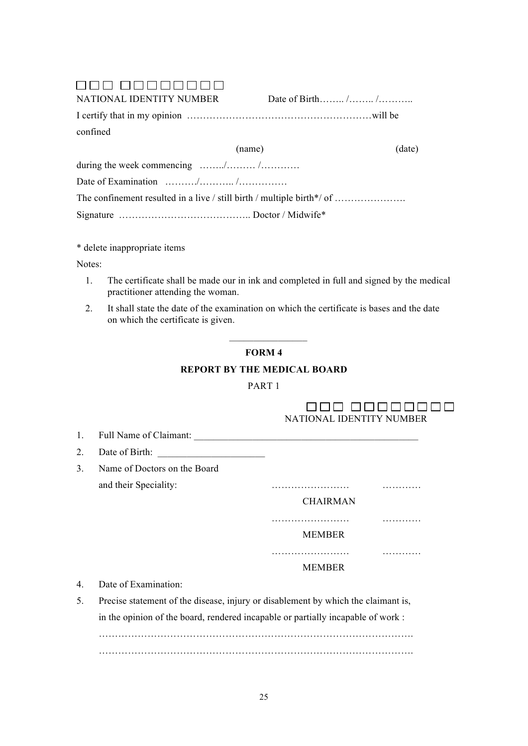☐☐☐ ☐☐☐☐☐☐☐☐

NATIONAL IDENTITY NUMBER Date of Birth…….. /…….. /………..

I certify that in my opinion …………………………………………………will be confined

(name) (date)

during the week commencing ……../……… /…………

Date of Examination ………/……….. /……………

The confinement resulted in a live / still birth / multiple birth*/ of ………………….

Signature ………………………………….. Doctor / Midwife*

\* delete inappropriate items

Notes:

1. The certificate shall be made our in ink and completed in full and signed by the medical practitioner attending the woman.
2. It shall state the date of the examination on which the certificate is bases and the date on which the certificate is given.

---

**FORM 4**

**REPORT BY THE MEDICAL BOARD**

PART 1

☐☐☐ ☐☐☐☐☐☐☐☐

NATIONAL IDENTITY NUMBER

1. Full Name of Claimant: ____________________________________________
2. Date of Birth: _____________________
3. Name of Doctors on the Board and their Speciality:

   …………………… ………… CHAIRMAN

   …………………… ………… MEMBER

   …………………… ………… MEMBER

4. Date of Examination:
5. Precise statement of the disease, injury or disablement by which the claimant is, in the opinion of the board, rendered incapable or partially incapable of work :

   ……………………………………………………………………………………

   ……………………………………………………………………………………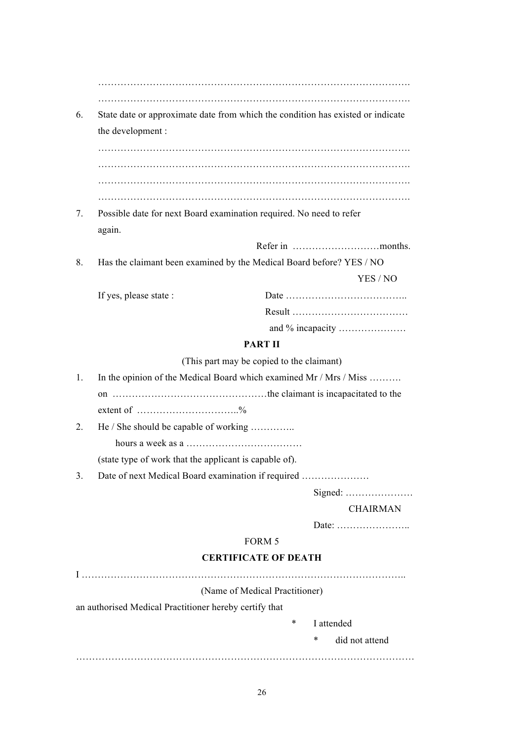…………………………………………………………………………………….

…………………………………………………………………………………….

6. State date or approximate date from which the condition has existed or indicate the development :

   …………………………………………………………………………………….

   …………………………………………………………………………………….

   …………………………………………………………………………………….

   …………………………………………………………………………………….

7. Possible date for next Board examination required. No need to refer again.

   Refer in ………………………months.

8. Has the claimant been examined by the Medical Board before? YES / NO

   YES / NO

   If yes, please state : Date ………………………………..

   Result ………………………………

   and % incapacity …………………

**PART II**

(This part may be copied to the claimant)

1. In the opinion of the Medical Board which examined Mr / Mrs / Miss ………. on …………………………………………the claimant is incapacitated to the extent of …………………………..%

2. He / She should be capable of working …………..
   hours a week as a ………………………………
   (state type of work that the applicant is capable of).

3. Date of next Medical Board examination if required …………………

Signed: …………………

CHAIRMAN

Date: …………………..

FORM 5

**CERTIFICATE OF DEATH**

I ……………………………………………………………………………………..

(Name of Medical Practitioner)

an authorised Medical Practitioner hereby certify that

\* I attended

\* did not attend

………………………………………………………………………………………….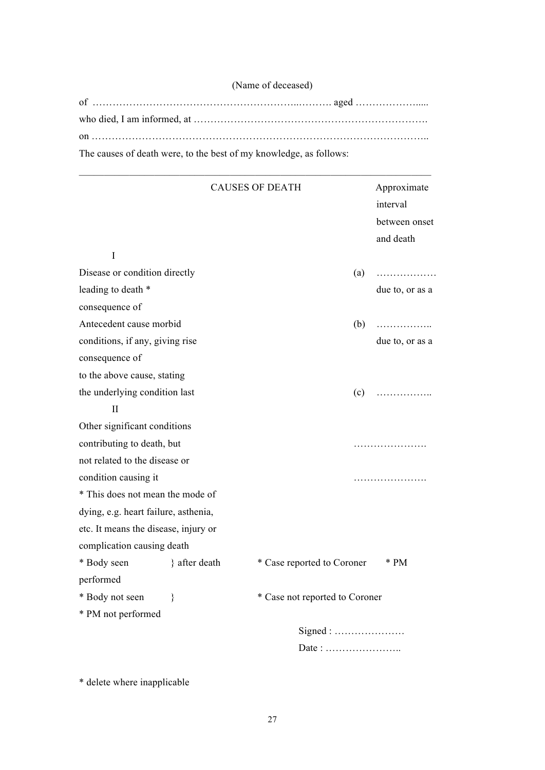(Name of deceased)

of ……………………………………………………...………. aged ……………….....

who died, I am informed, at ………………………………………………………….

on ……………………………………………………………………………………..

The causes of death were, to the best of my knowledge, as follows:

---

CAUSES OF DEATH — Approximate interval between onset and death

I

Disease or condition directly leading to death * — (a) ………………

due to, or as a consequence of

Antecedent cause morbid conditions, if any, giving rise to the above cause, stating the underlying condition last — (b) ……………..

due to, or as a consequence of

(c) ……………..

II

Other significant conditions contributing to death, but not related to the disease or condition causing it

………………….

………………….

* This does not mean the mode of dying, e.g. heart failure, asthenia, etc. It means the disease, injury or complication causing death

* Body seen } after death

* Body not seen }

* Case reported to Coroner

* Case not reported to Coroner

* PM performed

* PM not performed

Signed : …………………

Date : …………………..

* delete where inapplicable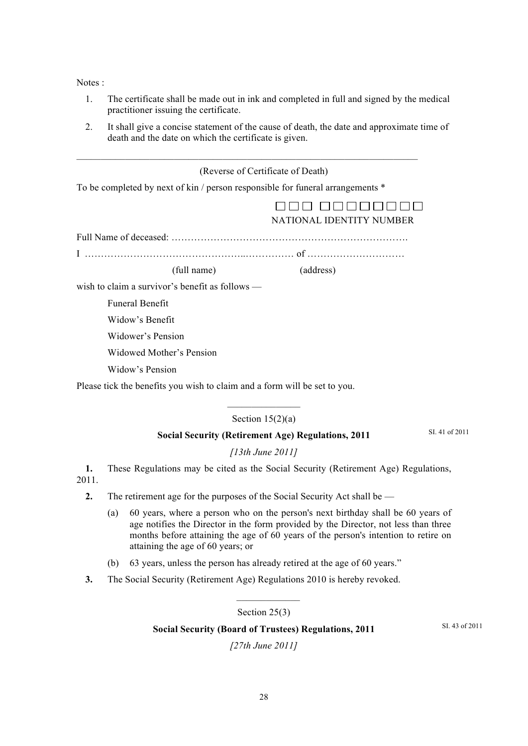Notes :

1. The certificate shall be made out in ink and completed in full and signed by the medical practitioner issuing the certificate.
2. It shall give a concise statement of the cause of death, the date and approximate time of death and the date on which the certificate is given.

---

(Reverse of Certificate of Death)

To be completed by next of kin / person responsible for funeral arrangements *

□□□ □□□□□□□□□
NATIONAL IDENTITY NUMBER

Full Name of deceased: ……………………………………………………………….

I ………………………………………..…………… of …………………………
(full name) (address)

wish to claim a survivor's benefit as follows —

Funeral Benefit

Widow's Benefit

Widower's Pension

Widowed Mother's Pension

Widow's Pension

Please tick the benefits you wish to claim and a form will be set to you.

---

Section 15(2)(a)

**Social Security (Retirement Age) Regulations, 2011**

SI. 41 of 2011

*[13th June 2011]*

**1.** These Regulations may be cited as the Social Security (Retirement Age) Regulations, 2011.

**2.** The retirement age for the purposes of the Social Security Act shall be —

(a) 60 years, where a person who on the person's next birthday shall be 60 years of age notifies the Director in the form provided by the Director, not less than three months before attaining the age of 60 years of the person's intention to retire on attaining the age of 60 years; or

(b) 63 years, unless the person has already retired at the age of 60 years."

**3.** The Social Security (Retirement Age) Regulations 2010 is hereby revoked.

---

Section 25(3)

**Social Security (Board of Trustees) Regulations, 2011**

SI. 43 of 2011

*[27th June 2011]*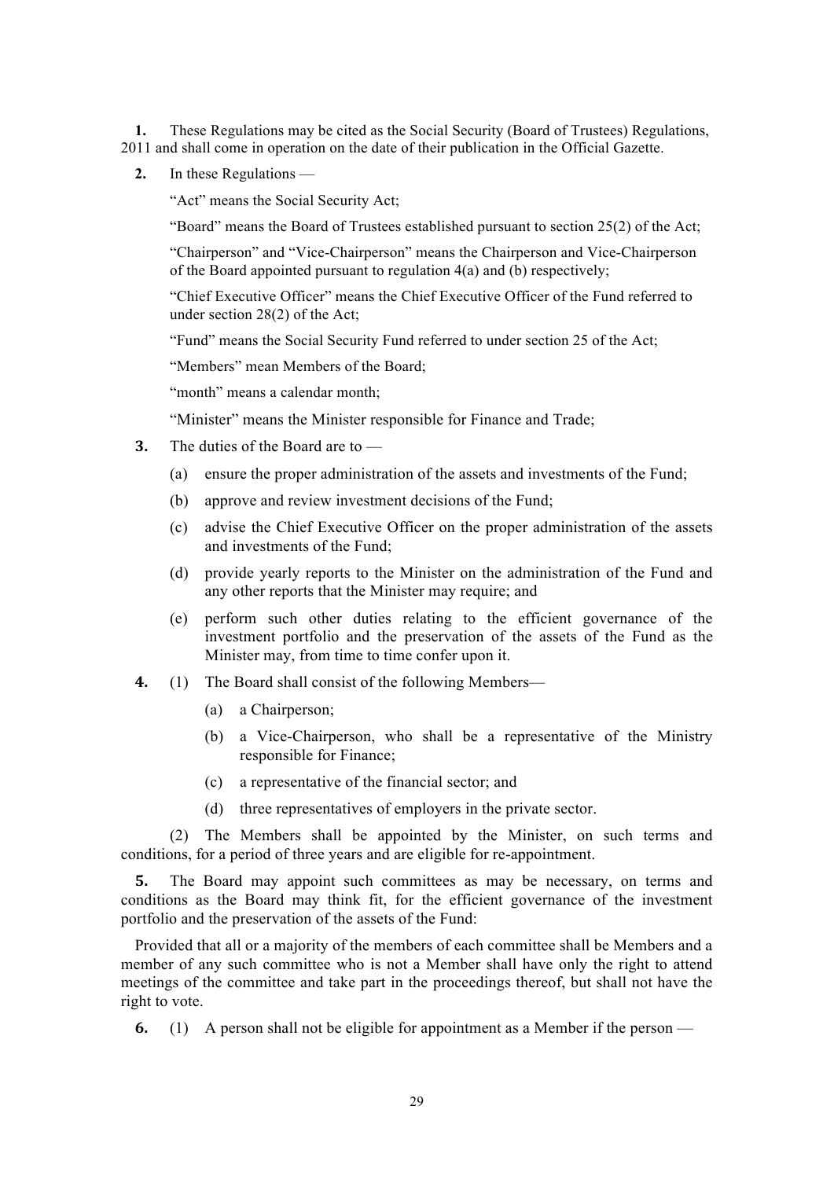**1.** These Regulations may be cited as the Social Security (Board of Trustees) Regulations, 2011 and shall come in operation on the date of their publication in the Official Gazette.

**2.** In these Regulations —

"Act" means the Social Security Act;

"Board" means the Board of Trustees established pursuant to section 25(2) of the Act;

"Chairperson" and "Vice-Chairperson" means the Chairperson and Vice-Chairperson of the Board appointed pursuant to regulation 4(a) and (b) respectively;

"Chief Executive Officer" means the Chief Executive Officer of the Fund referred to under section 28(2) of the Act;

"Fund" means the Social Security Fund referred to under section 25 of the Act;

"Members" mean Members of the Board;

"month" means a calendar month;

"Minister" means the Minister responsible for Finance and Trade;

**3.** The duties of the Board are to —

(a) ensure the proper administration of the assets and investments of the Fund;

(b) approve and review investment decisions of the Fund;

(c) advise the Chief Executive Officer on the proper administration of the assets and investments of the Fund;

(d) provide yearly reports to the Minister on the administration of the Fund and any other reports that the Minister may require; and

(e) perform such other duties relating to the efficient governance of the investment portfolio and the preservation of the assets of the Fund as the Minister may, from time to time confer upon it.

**4.** (1) The Board shall consist of the following Members—

(a) a Chairperson;

(b) a Vice-Chairperson, who shall be a representative of the Ministry responsible for Finance;

(c) a representative of the financial sector; and

(d) three representatives of employers in the private sector.

(2) The Members shall be appointed by the Minister, on such terms and conditions, for a period of three years and are eligible for re-appointment.

**5.** The Board may appoint such committees as may be necessary, on terms and conditions as the Board may think fit, for the efficient governance of the investment portfolio and the preservation of the assets of the Fund:

Provided that all or a majority of the members of each committee shall be Members and a member of any such committee who is not a Member shall have only the right to attend meetings of the committee and take part in the proceedings thereof, but shall not have the right to vote.

**6.** (1) A person shall not be eligible for appointment as a Member if the person —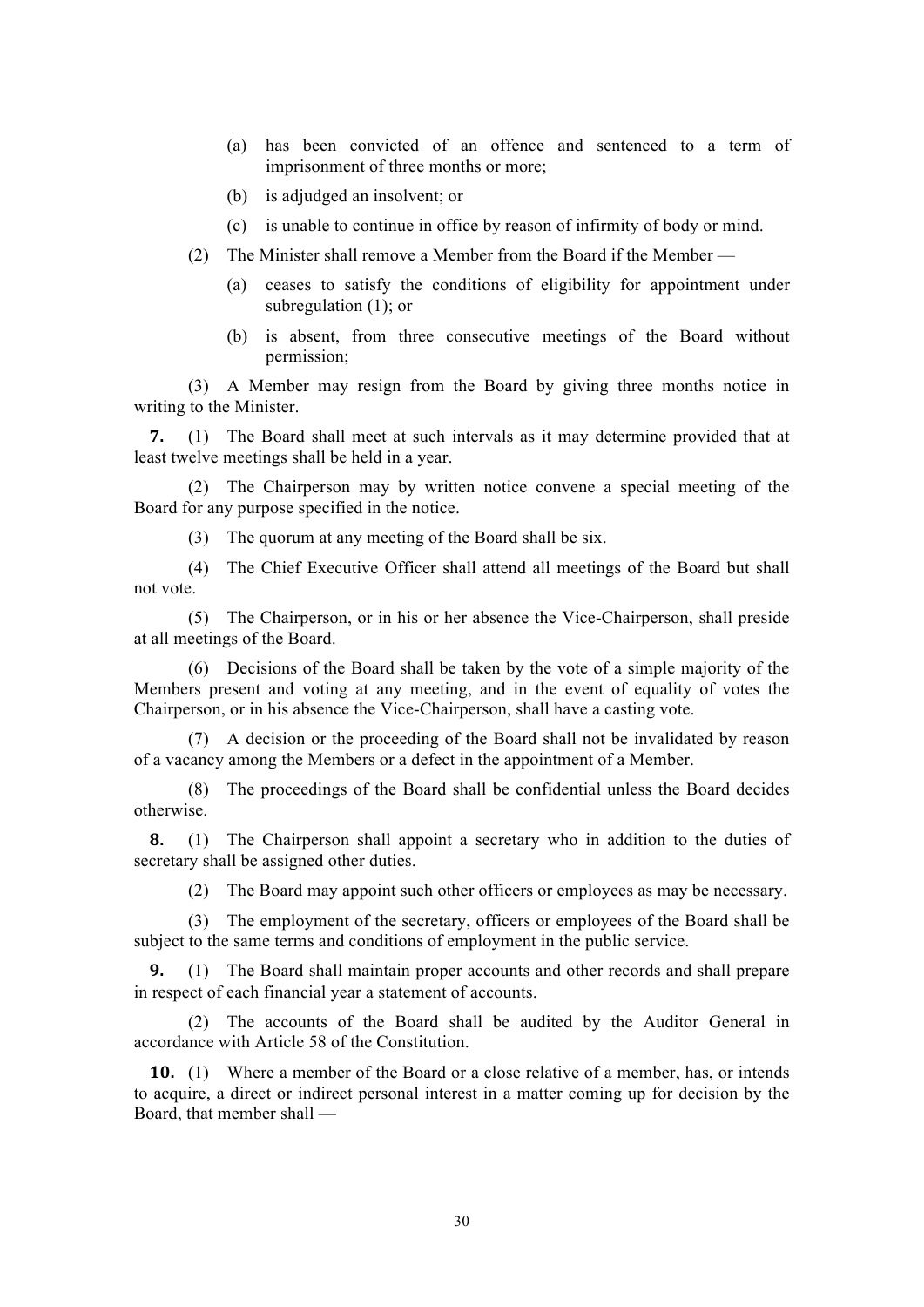(a) has been convicted of an offence and sentenced to a term of imprisonment of three months or more;

(b) is adjudged an insolvent; or

(c) is unable to continue in office by reason of infirmity of body or mind.

(2) The Minister shall remove a Member from the Board if the Member —

(a) ceases to satisfy the conditions of eligibility for appointment under subregulation (1); or

(b) is absent, from three consecutive meetings of the Board without permission;

(3) A Member may resign from the Board by giving three months notice in writing to the Minister.

**7.** (1) The Board shall meet at such intervals as it may determine provided that at least twelve meetings shall be held in a year.

(2) The Chairperson may by written notice convene a special meeting of the Board for any purpose specified in the notice.

(3) The quorum at any meeting of the Board shall be six.

(4) The Chief Executive Officer shall attend all meetings of the Board but shall not vote.

(5) The Chairperson, or in his or her absence the Vice-Chairperson, shall preside at all meetings of the Board.

(6) Decisions of the Board shall be taken by the vote of a simple majority of the Members present and voting at any meeting, and in the event of equality of votes the Chairperson, or in his absence the Vice-Chairperson, shall have a casting vote.

(7) A decision or the proceeding of the Board shall not be invalidated by reason of a vacancy among the Members or a defect in the appointment of a Member.

(8) The proceedings of the Board shall be confidential unless the Board decides otherwise.

**8.** (1) The Chairperson shall appoint a secretary who in addition to the duties of secretary shall be assigned other duties.

(2) The Board may appoint such other officers or employees as may be necessary.

(3) The employment of the secretary, officers or employees of the Board shall be subject to the same terms and conditions of employment in the public service.

**9.** (1) The Board shall maintain proper accounts and other records and shall prepare in respect of each financial year a statement of accounts.

(2) The accounts of the Board shall be audited by the Auditor General in accordance with Article 58 of the Constitution.

**10.** (1) Where a member of the Board or a close relative of a member, has, or intends to acquire, a direct or indirect personal interest in a matter coming up for decision by the Board, that member shall —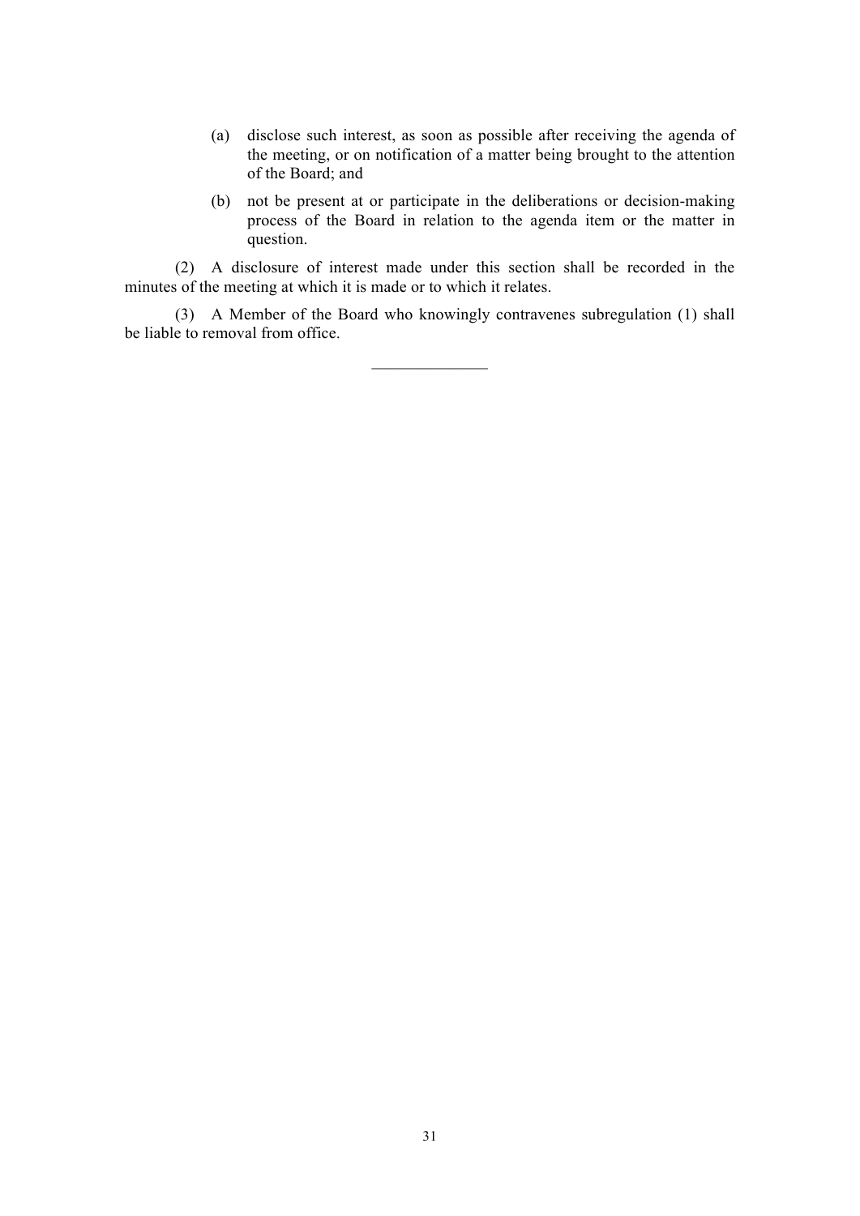(a) disclose such interest, as soon as possible after receiving the agenda of the meeting, or on notification of a matter being brought to the attention of the Board; and

(b) not be present at or participate in the deliberations or decision-making process of the Board in relation to the agenda item or the matter in question.

(2) A disclosure of interest made under this section shall be recorded in the minutes of the meeting at which it is made or to which it relates.

(3) A Member of the Board who knowingly contravenes subregulation (1) shall be liable to removal from office.

---